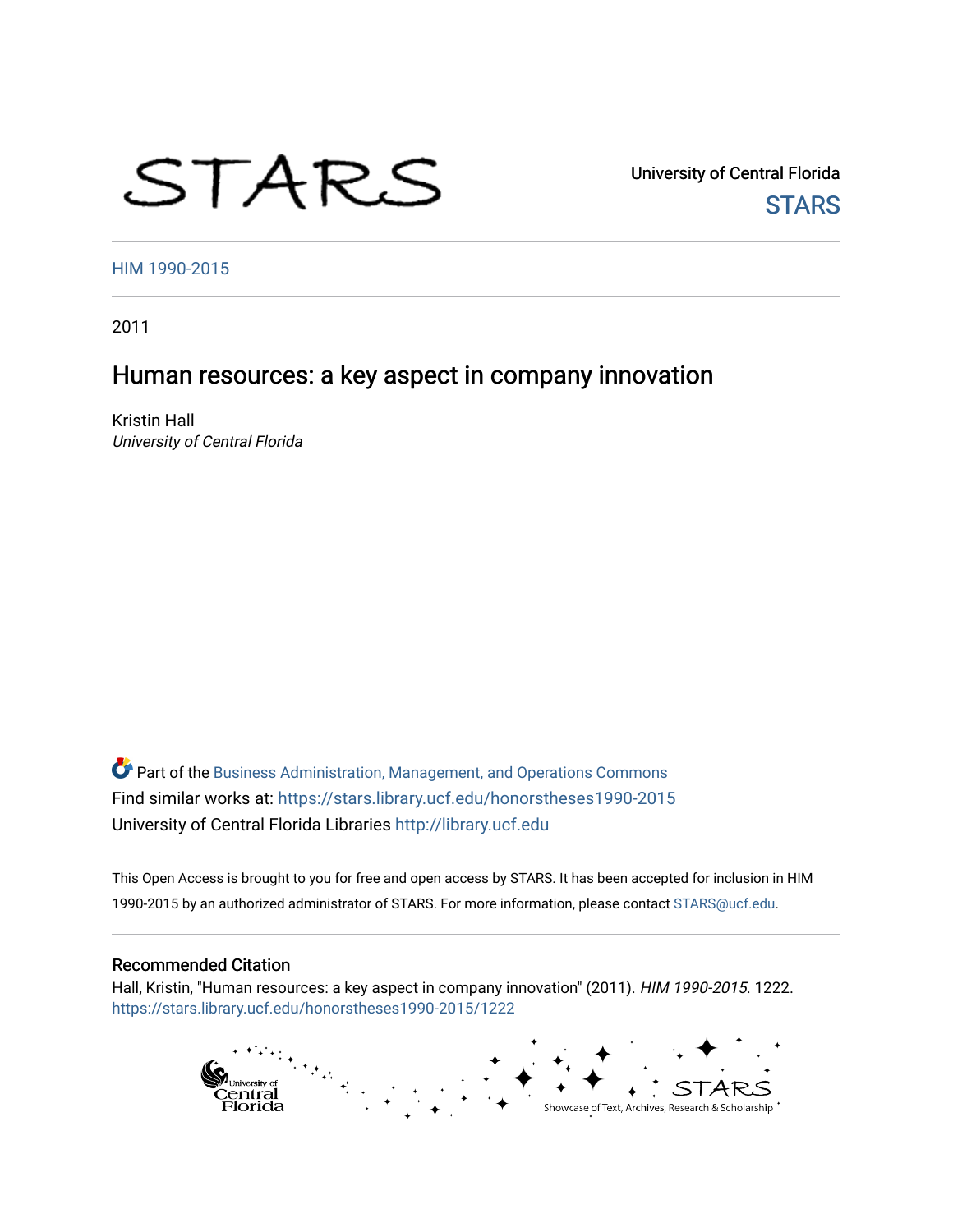STARS

University of Central Florida

STARS

HIM 1990-2015

2011

# Human resources: a key aspect in company innovation

Kristin Hall

*University of Central Florida*

Part of the Business Administration, Management, and Operations Commons

Find similar works at: https://stars.library.ucf.edu/honorstheses1990-2015

University of Central Florida Libraries http://library.ucf.edu

This Open Access is brought to you for free and open access by STARS. It has been accepted for inclusion in HIM 1990-2015 by an authorized administrator of STARS. For more information, please contact STARS@ucf.edu.

## Recommended Citation

Hall, Kristin, "Human resources: a key aspect in company innovation" (2011). *HIM 1990-2015*. 1222.
https://stars.library.ucf.edu/honorstheses1990-2015/1222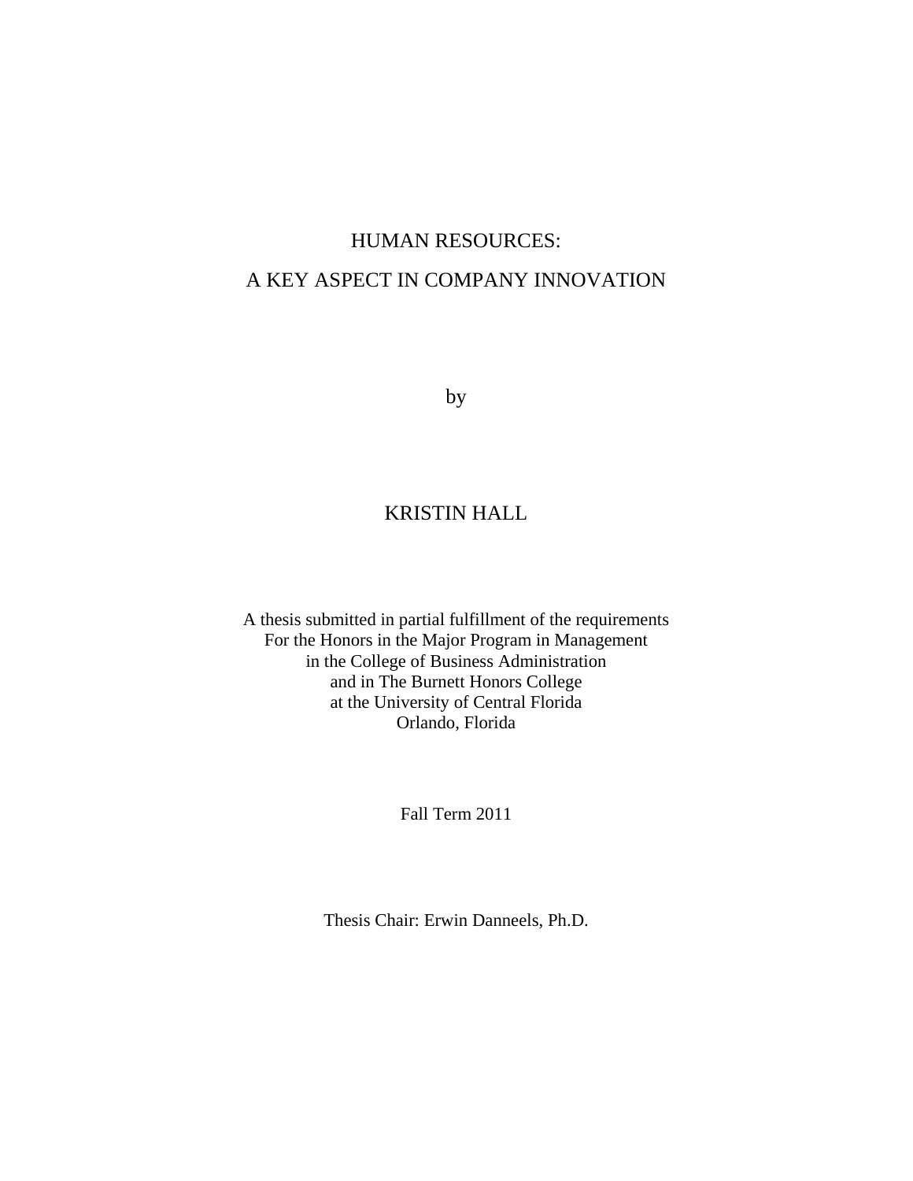# HUMAN RESOURCES:
# A KEY ASPECT IN COMPANY INNOVATION

by

KRISTIN HALL

A thesis submitted in partial fulfillment of the requirements
For the Honors in the Major Program in Management
in the College of Business Administration
and in The Burnett Honors College
at the University of Central Florida
Orlando, Florida

Fall Term 2011

Thesis Chair: Erwin Danneels, Ph.D.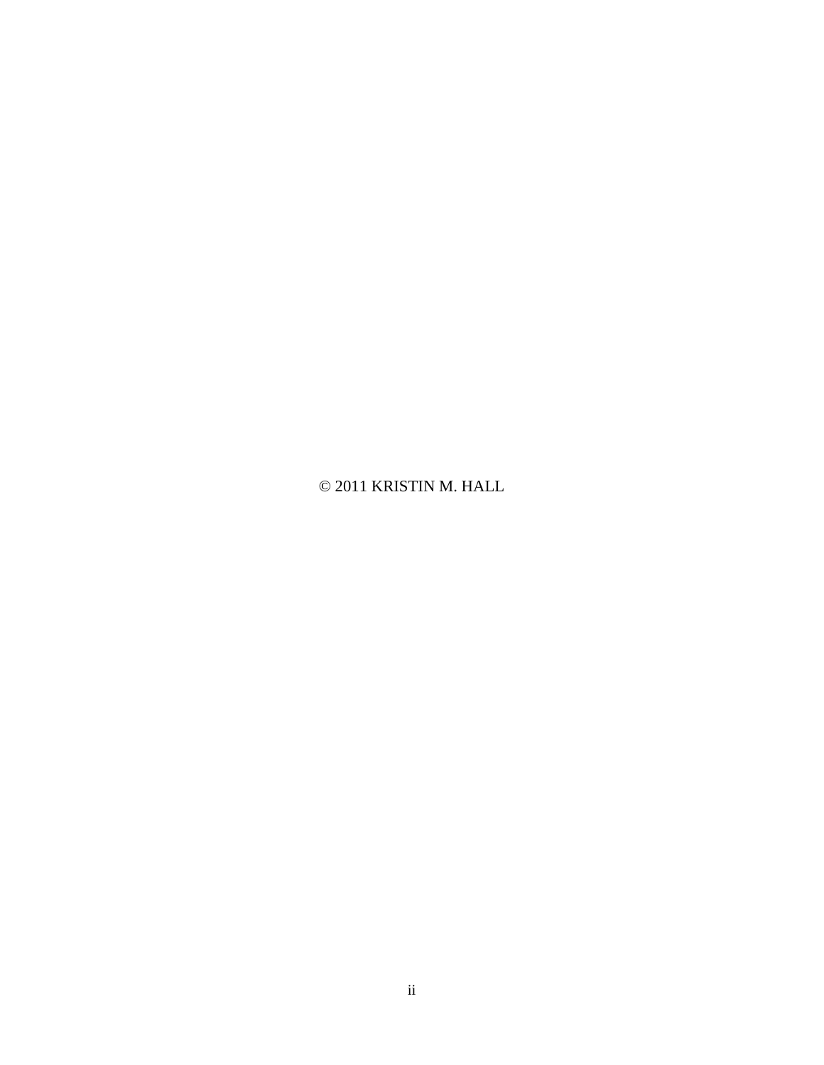© 2011 KRISTIN M. HALL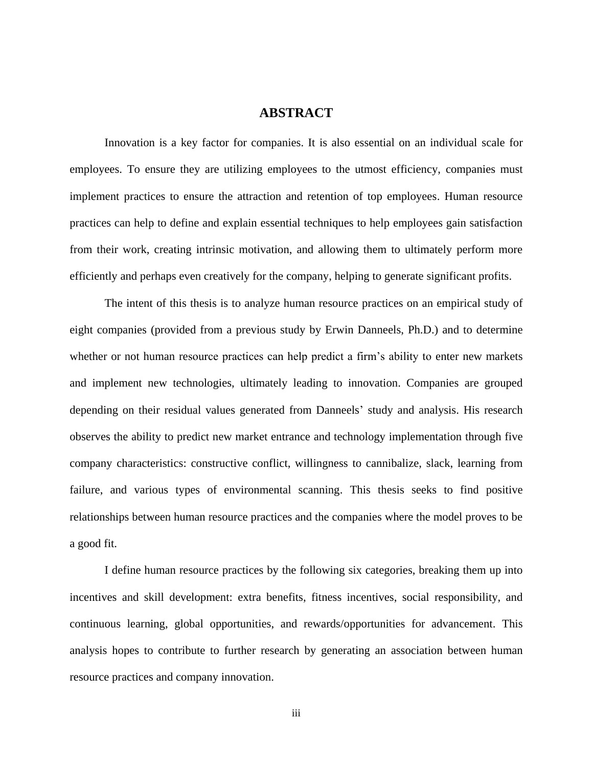# ABSTRACT

Innovation is a key factor for companies. It is also essential on an individual scale for employees. To ensure they are utilizing employees to the utmost efficiency, companies must implement practices to ensure the attraction and retention of top employees. Human resource practices can help to define and explain essential techniques to help employees gain satisfaction from their work, creating intrinsic motivation, and allowing them to ultimately perform more efficiently and perhaps even creatively for the company, helping to generate significant profits.

The intent of this thesis is to analyze human resource practices on an empirical study of eight companies (provided from a previous study by Erwin Danneels, Ph.D.) and to determine whether or not human resource practices can help predict a firm's ability to enter new markets and implement new technologies, ultimately leading to innovation. Companies are grouped depending on their residual values generated from Danneels' study and analysis. His research observes the ability to predict new market entrance and technology implementation through five company characteristics: constructive conflict, willingness to cannibalize, slack, learning from failure, and various types of environmental scanning. This thesis seeks to find positive relationships between human resource practices and the companies where the model proves to be a good fit.

I define human resource practices by the following six categories, breaking them up into incentives and skill development: extra benefits, fitness incentives, social responsibility, and continuous learning, global opportunities, and rewards/opportunities for advancement. This analysis hopes to contribute to further research by generating an association between human resource practices and company innovation.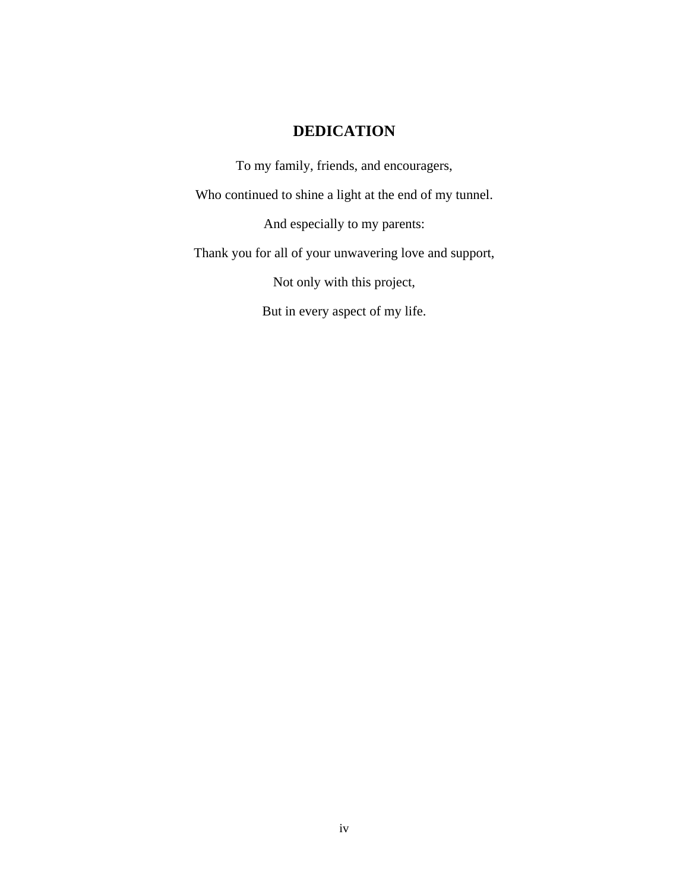# DEDICATION

To my family, friends, and encouragers,

Who continued to shine a light at the end of my tunnel.

And especially to my parents:

Thank you for all of your unwavering love and support,

Not only with this project,

But in every aspect of my life.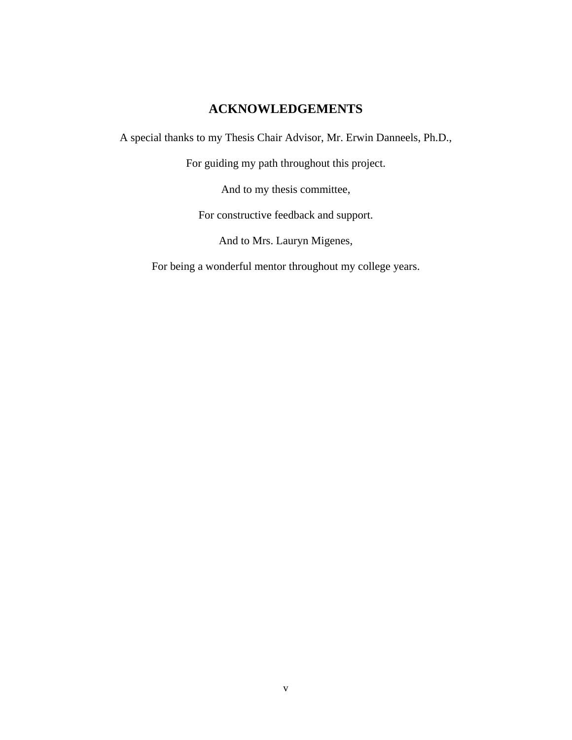## ACKNOWLEDGEMENTS

A special thanks to my Thesis Chair Advisor, Mr. Erwin Danneels, Ph.D.,

For guiding my path throughout this project.

And to my thesis committee,

For constructive feedback and support.

And to Mrs. Lauryn Migenes,

For being a wonderful mentor throughout my college years.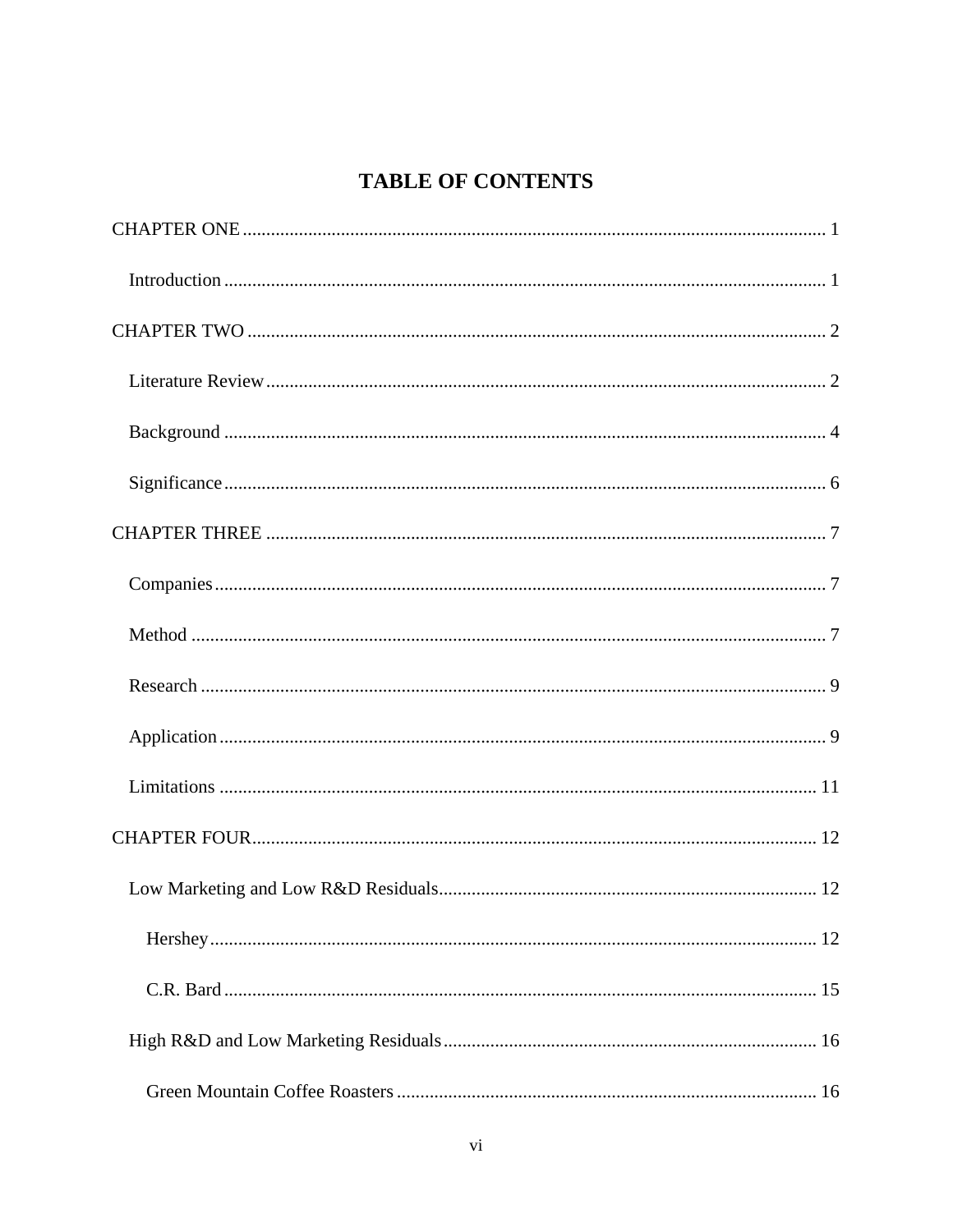# TABLE OF CONTENTS

CHAPTER ONE ........................................................................................................................ 1

- Introduction ........................................................................................................................ 1

CHAPTER TWO ........................................................................................................................ 2

- Literature Review ........................................................................................................................ 2
- Background ........................................................................................................................ 4
- Significance ........................................................................................................................ 6

CHAPTER THREE ........................................................................................................................ 7

- Companies ........................................................................................................................ 7
- Method ........................................................................................................................ 7
- Research ........................................................................................................................ 9
- Application ........................................................................................................................ 9
- Limitations ........................................................................................................................ 11

CHAPTER FOUR ........................................................................................................................ 12

- Low Marketing and Low R&D Residuals ........................................................................................ 12
  - Hershey ........................................................................................................................ 12
  - C.R. Bard ........................................................................................................................ 15
- High R&D and Low Marketing Residuals ........................................................................................ 16
  - Green Mountain Coffee Roasters ........................................................................................ 16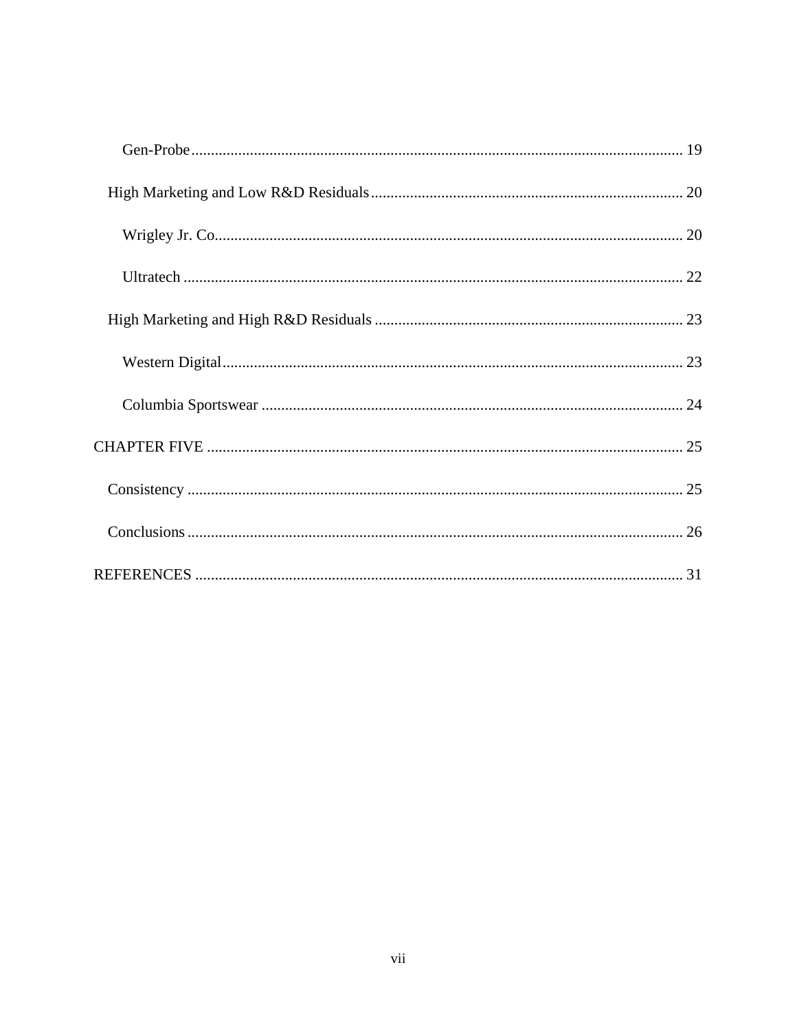Gen-Probe ........................................................................................................................... 19

High Marketing and Low R&D Residuals ................................................................................ 20

Wrigley Jr. Co. ...................................................................................................................... 20

Ultratech ............................................................................................................................... 22

High Marketing and High R&D Residuals ............................................................................... 23

Western Digital ..................................................................................................................... 23

Columbia Sportswear ........................................................................................................... 24

CHAPTER FIVE ......................................................................................................................... 25

Consistency .............................................................................................................................. 25

Conclusions .............................................................................................................................. 26

REFERENCES ............................................................................................................................ 31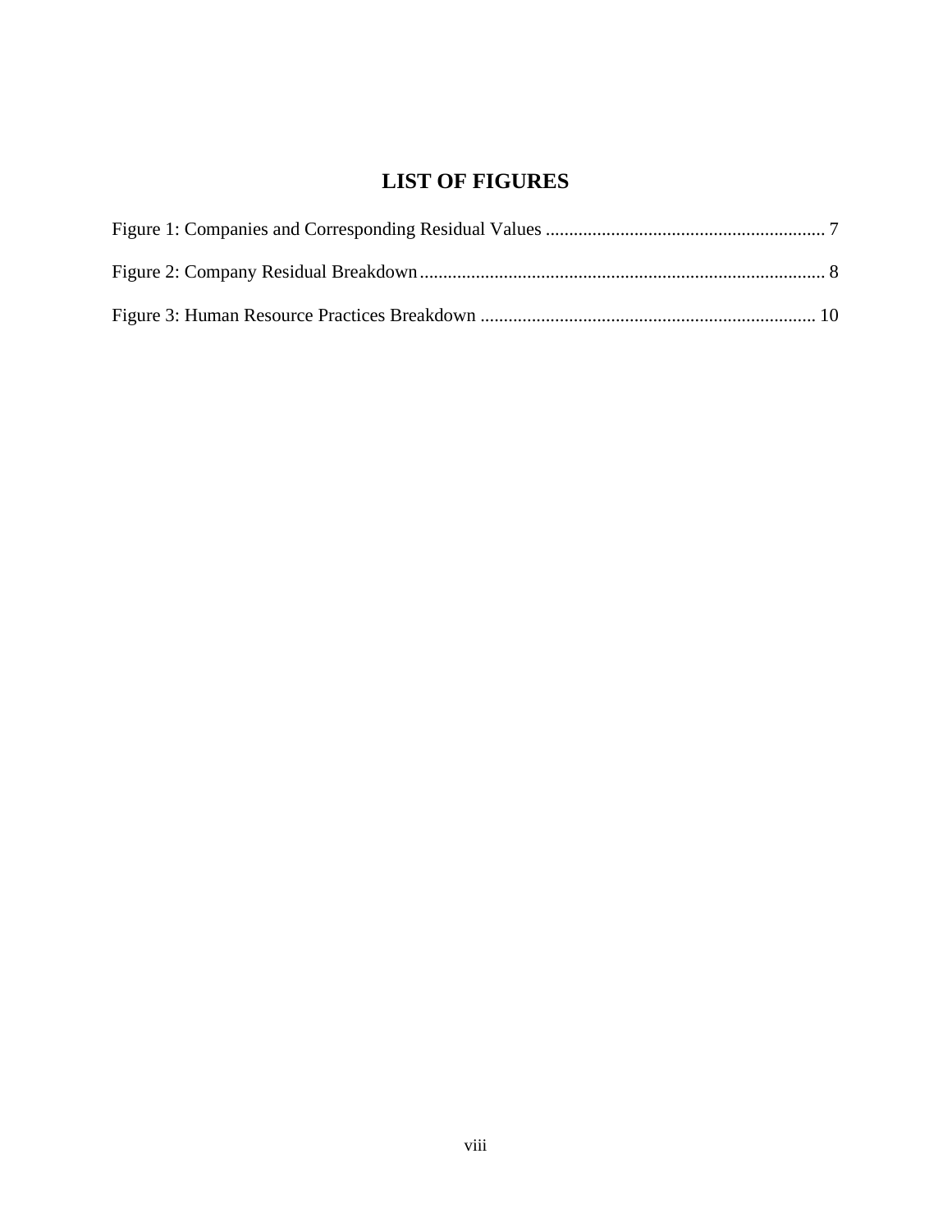# LIST OF FIGURES

Figure 1: Companies and Corresponding Residual Values ............................................................ 7

Figure 2: Company Residual Breakdown....................................................................................... 8

Figure 3: Human Resource Practices Breakdown ........................................................................ 10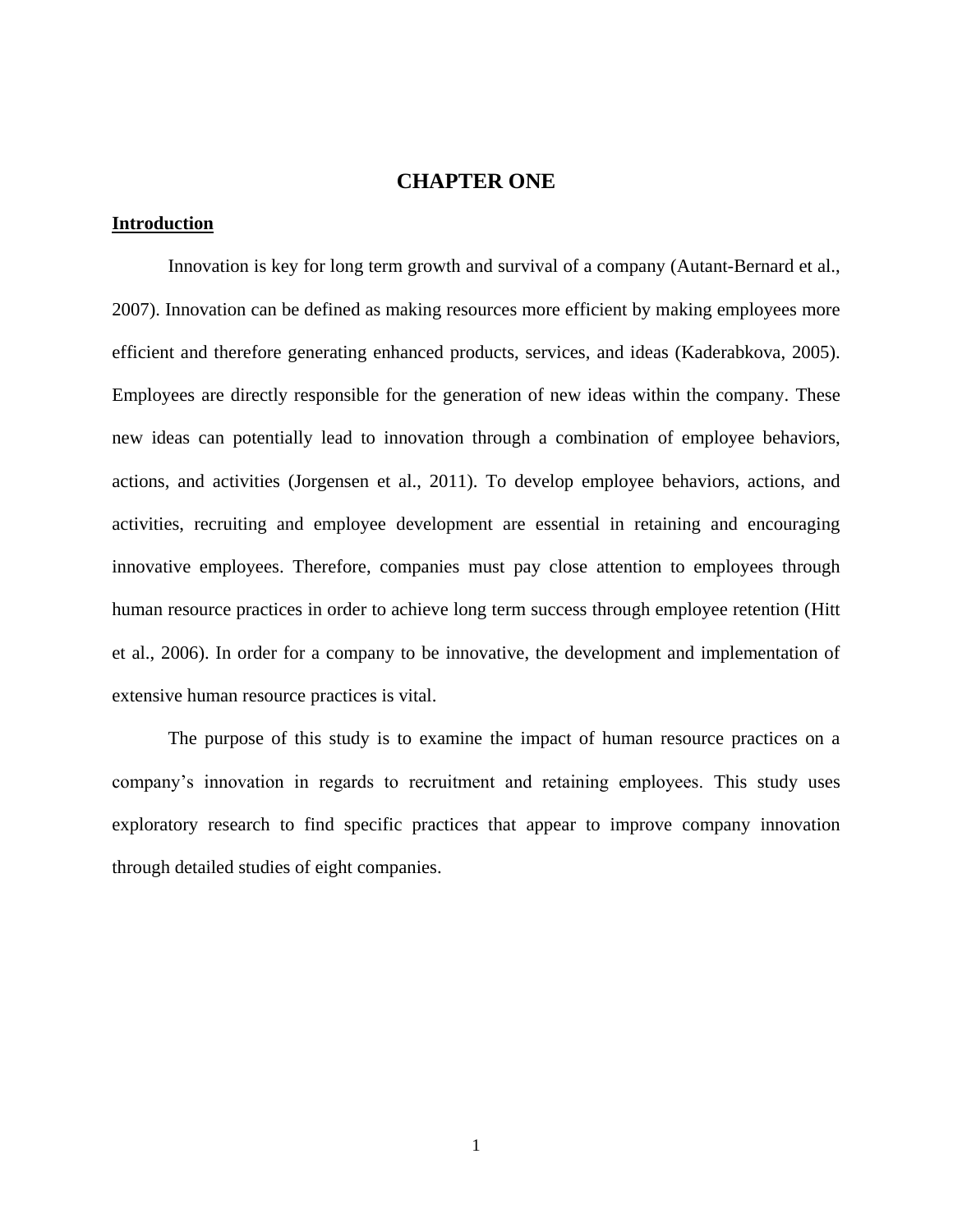# CHAPTER ONE

## Introduction

Innovation is key for long term growth and survival of a company (Autant-Bernard et al., 2007). Innovation can be defined as making resources more efficient by making employees more efficient and therefore generating enhanced products, services, and ideas (Kaderabkova, 2005). Employees are directly responsible for the generation of new ideas within the company. These new ideas can potentially lead to innovation through a combination of employee behaviors, actions, and activities (Jorgensen et al., 2011). To develop employee behaviors, actions, and activities, recruiting and employee development are essential in retaining and encouraging innovative employees. Therefore, companies must pay close attention to employees through human resource practices in order to achieve long term success through employee retention (Hitt et al., 2006). In order for a company to be innovative, the development and implementation of extensive human resource practices is vital.

The purpose of this study is to examine the impact of human resource practices on a company's innovation in regards to recruitment and retaining employees. This study uses exploratory research to find specific practices that appear to improve company innovation through detailed studies of eight companies.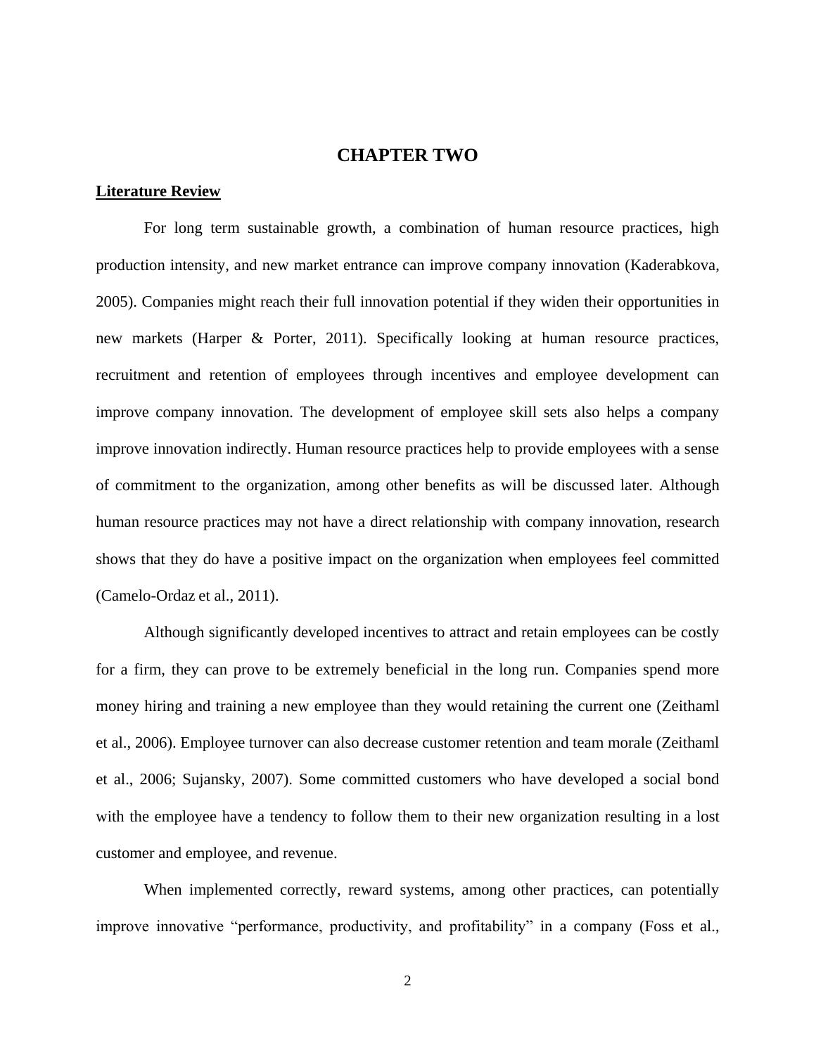# CHAPTER TWO

## Literature Review

For long term sustainable growth, a combination of human resource practices, high production intensity, and new market entrance can improve company innovation (Kaderabkova, 2005). Companies might reach their full innovation potential if they widen their opportunities in new markets (Harper & Porter, 2011). Specifically looking at human resource practices, recruitment and retention of employees through incentives and employee development can improve company innovation. The development of employee skill sets also helps a company improve innovation indirectly. Human resource practices help to provide employees with a sense of commitment to the organization, among other benefits as will be discussed later. Although human resource practices may not have a direct relationship with company innovation, research shows that they do have a positive impact on the organization when employees feel committed (Camelo-Ordaz et al., 2011).

Although significantly developed incentives to attract and retain employees can be costly for a firm, they can prove to be extremely beneficial in the long run. Companies spend more money hiring and training a new employee than they would retaining the current one (Zeithaml et al., 2006). Employee turnover can also decrease customer retention and team morale (Zeithaml et al., 2006; Sujansky, 2007). Some committed customers who have developed a social bond with the employee have a tendency to follow them to their new organization resulting in a lost customer and employee, and revenue.

When implemented correctly, reward systems, among other practices, can potentially improve innovative "performance, productivity, and profitability" in a company (Foss et al.,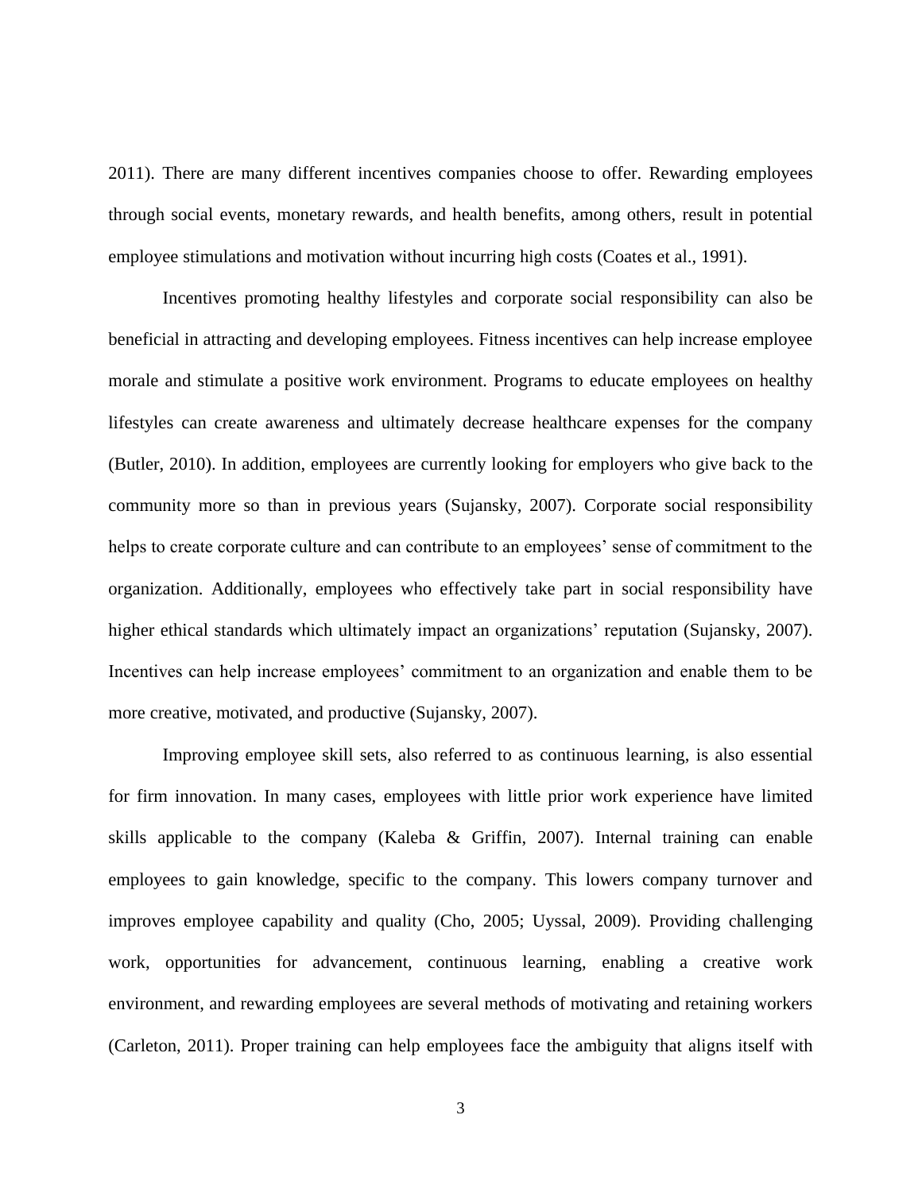2011). There are many different incentives companies choose to offer. Rewarding employees through social events, monetary rewards, and health benefits, among others, result in potential employee stimulations and motivation without incurring high costs (Coates et al., 1991).

Incentives promoting healthy lifestyles and corporate social responsibility can also be beneficial in attracting and developing employees. Fitness incentives can help increase employee morale and stimulate a positive work environment. Programs to educate employees on healthy lifestyles can create awareness and ultimately decrease healthcare expenses for the company (Butler, 2010). In addition, employees are currently looking for employers who give back to the community more so than in previous years (Sujansky, 2007). Corporate social responsibility helps to create corporate culture and can contribute to an employees' sense of commitment to the organization. Additionally, employees who effectively take part in social responsibility have higher ethical standards which ultimately impact an organizations' reputation (Sujansky, 2007). Incentives can help increase employees' commitment to an organization and enable them to be more creative, motivated, and productive (Sujansky, 2007).

Improving employee skill sets, also referred to as continuous learning, is also essential for firm innovation. In many cases, employees with little prior work experience have limited skills applicable to the company (Kaleba & Griffin, 2007). Internal training can enable employees to gain knowledge, specific to the company. This lowers company turnover and improves employee capability and quality (Cho, 2005; Uyssal, 2009). Providing challenging work, opportunities for advancement, continuous learning, enabling a creative work environment, and rewarding employees are several methods of motivating and retaining workers (Carleton, 2011). Proper training can help employees face the ambiguity that aligns itself with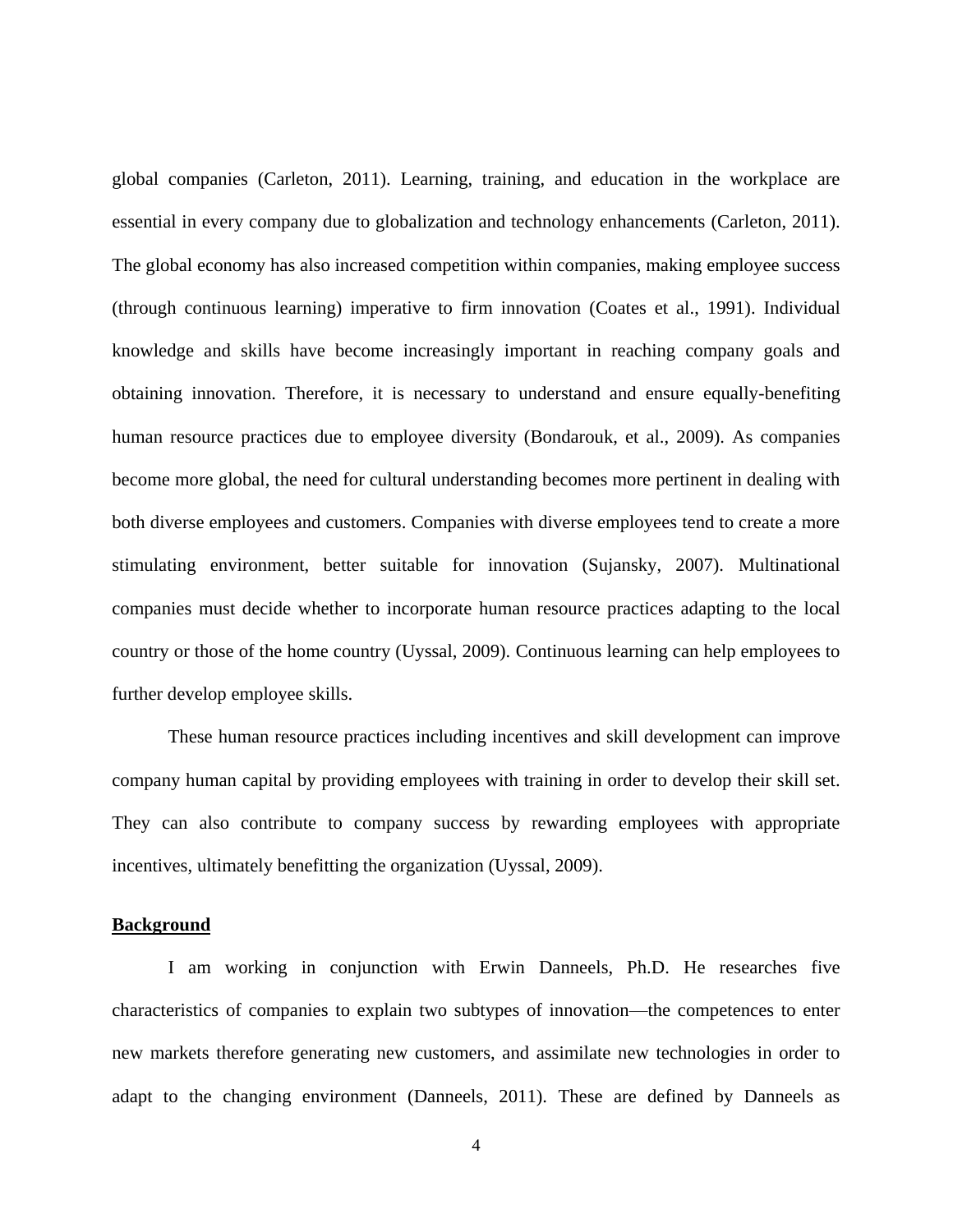global companies (Carleton, 2011). Learning, training, and education in the workplace are essential in every company due to globalization and technology enhancements (Carleton, 2011). The global economy has also increased competition within companies, making employee success (through continuous learning) imperative to firm innovation (Coates et al., 1991). Individual knowledge and skills have become increasingly important in reaching company goals and obtaining innovation. Therefore, it is necessary to understand and ensure equally-benefiting human resource practices due to employee diversity (Bondarouk, et al., 2009). As companies become more global, the need for cultural understanding becomes more pertinent in dealing with both diverse employees and customers. Companies with diverse employees tend to create a more stimulating environment, better suitable for innovation (Sujansky, 2007). Multinational companies must decide whether to incorporate human resource practices adapting to the local country or those of the home country (Uyssal, 2009). Continuous learning can help employees to further develop employee skills.

These human resource practices including incentives and skill development can improve company human capital by providing employees with training in order to develop their skill set. They can also contribute to company success by rewarding employees with appropriate incentives, ultimately benefitting the organization (Uyssal, 2009).

## Background

I am working in conjunction with Erwin Danneels, Ph.D. He researches five characteristics of companies to explain two subtypes of innovation—the competences to enter new markets therefore generating new customers, and assimilate new technologies in order to adapt to the changing environment (Danneels, 2011). These are defined by Danneels as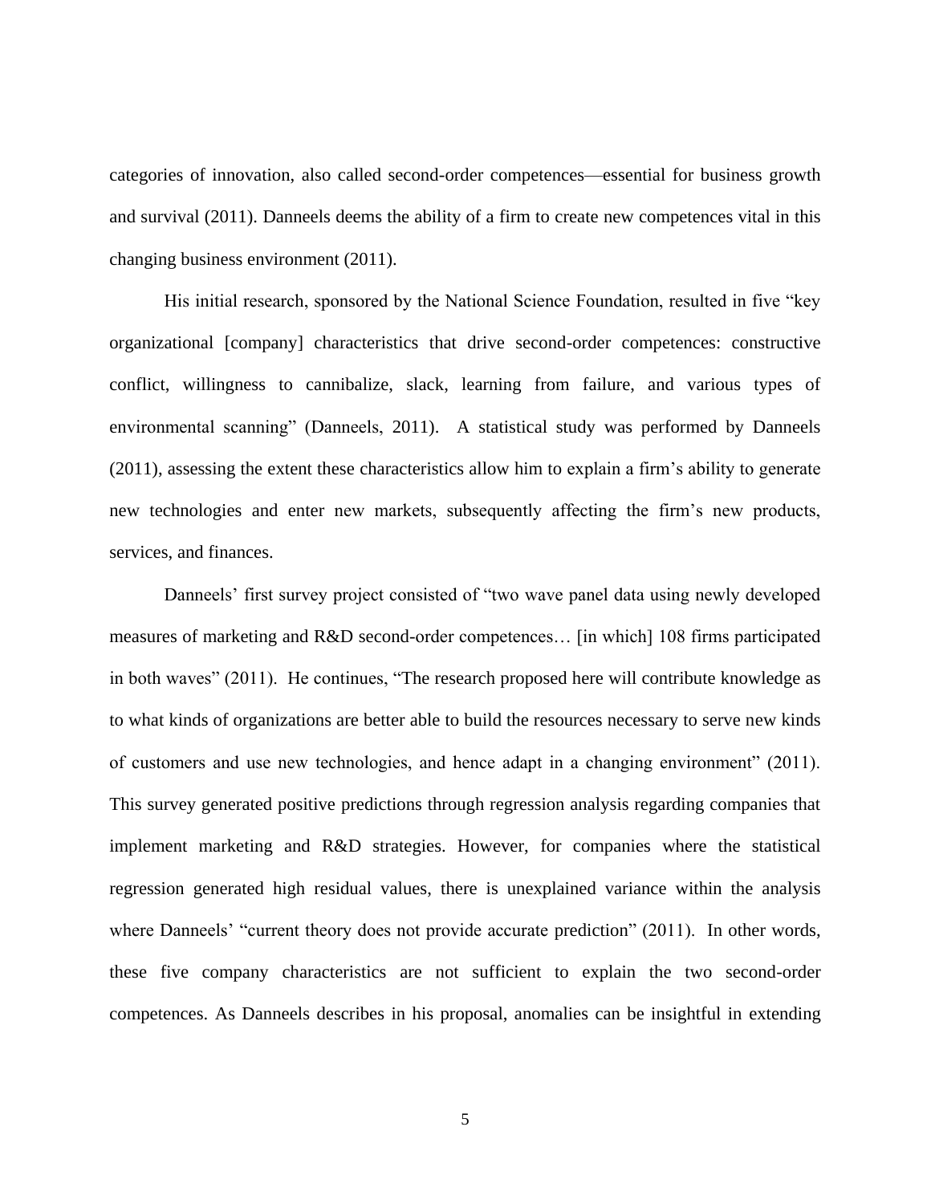categories of innovation, also called second-order competences—essential for business growth and survival (2011). Danneels deems the ability of a firm to create new competences vital in this changing business environment (2011).

His initial research, sponsored by the National Science Foundation, resulted in five "key organizational [company] characteristics that drive second-order competences: constructive conflict, willingness to cannibalize, slack, learning from failure, and various types of environmental scanning" (Danneels, 2011). A statistical study was performed by Danneels (2011), assessing the extent these characteristics allow him to explain a firm's ability to generate new technologies and enter new markets, subsequently affecting the firm's new products, services, and finances.

Danneels' first survey project consisted of "two wave panel data using newly developed measures of marketing and R&D second-order competences… [in which] 108 firms participated in both waves" (2011). He continues, "The research proposed here will contribute knowledge as to what kinds of organizations are better able to build the resources necessary to serve new kinds of customers and use new technologies, and hence adapt in a changing environment" (2011). This survey generated positive predictions through regression analysis regarding companies that implement marketing and R&D strategies. However, for companies where the statistical regression generated high residual values, there is unexplained variance within the analysis where Danneels' "current theory does not provide accurate prediction" (2011). In other words, these five company characteristics are not sufficient to explain the two second-order competences. As Danneels describes in his proposal, anomalies can be insightful in extending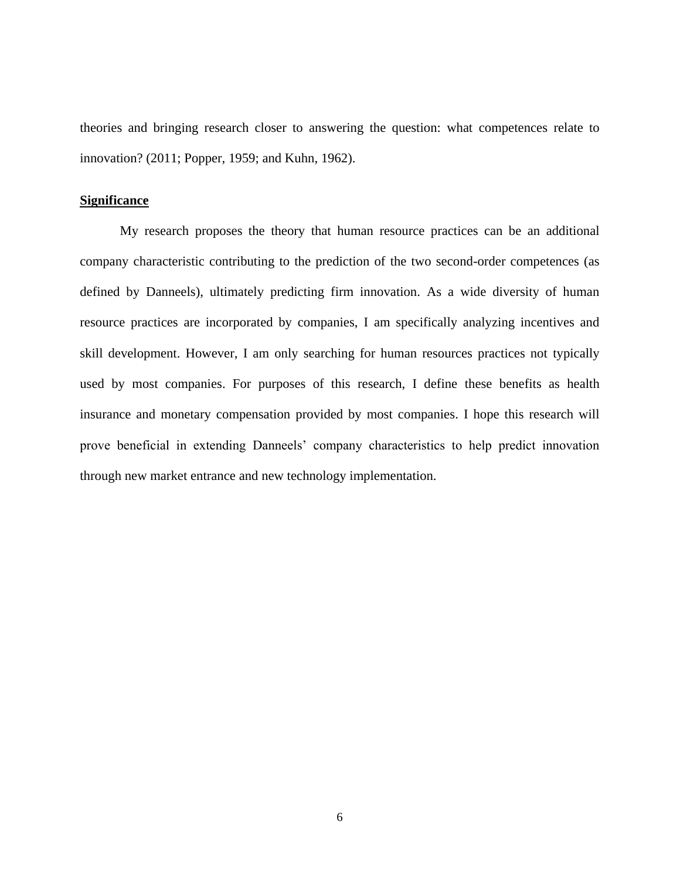theories and bringing research closer to answering the question: what competences relate to innovation? (2011; Popper, 1959; and Kuhn, 1962).

## **Significance**

My research proposes the theory that human resource practices can be an additional company characteristic contributing to the prediction of the two second-order competences (as defined by Danneels), ultimately predicting firm innovation. As a wide diversity of human resource practices are incorporated by companies, I am specifically analyzing incentives and skill development. However, I am only searching for human resources practices not typically used by most companies. For purposes of this research, I define these benefits as health insurance and monetary compensation provided by most companies. I hope this research will prove beneficial in extending Danneels' company characteristics to help predict innovation through new market entrance and new technology implementation.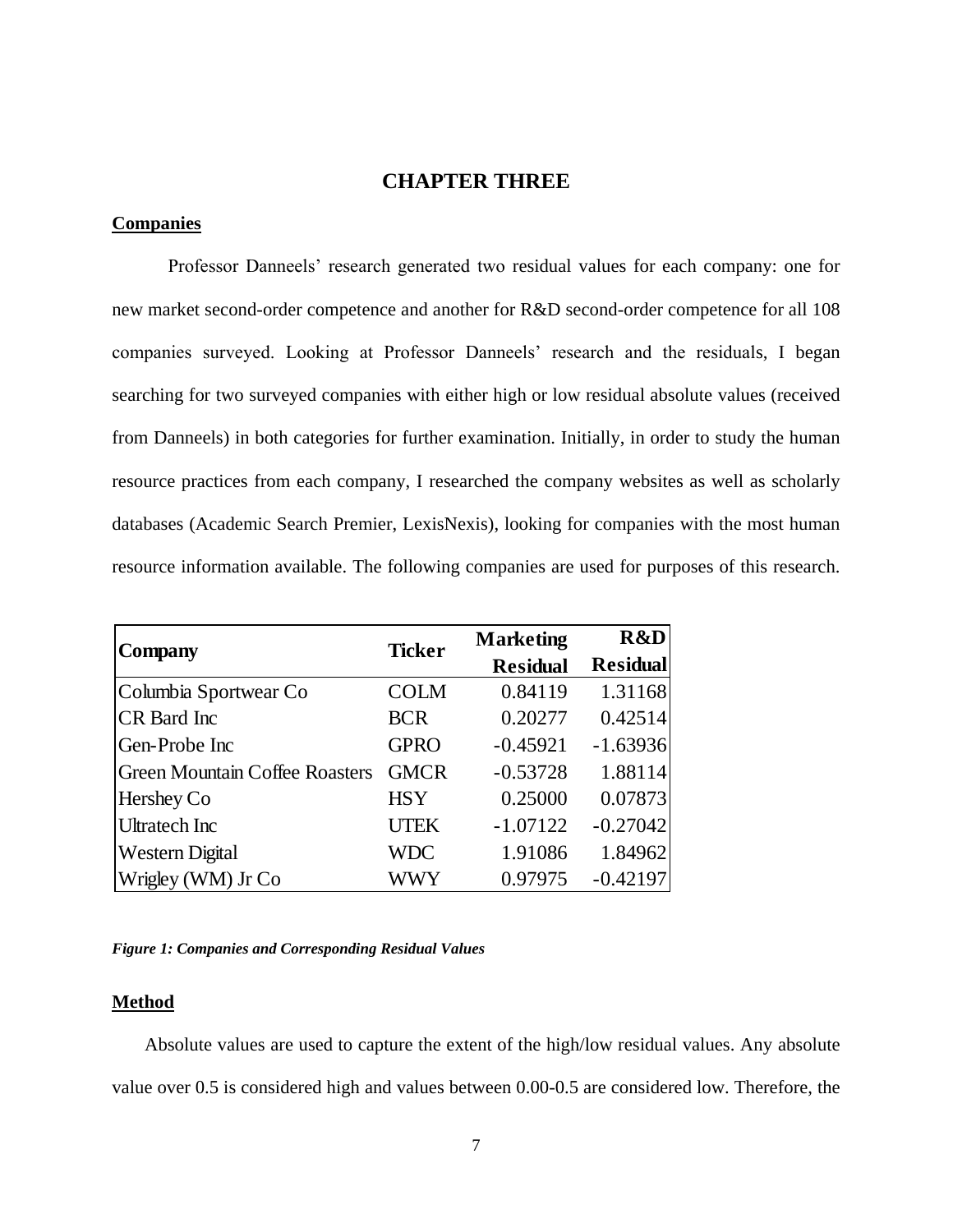## CHAPTER THREE

**Companies**

Professor Danneels' research generated two residual values for each company: one for new market second-order competence and another for R&D second-order competence for all 108 companies surveyed. Looking at Professor Danneels' research and the residuals, I began searching for two surveyed companies with either high or low residual absolute values (received from Danneels) in both categories for further examination. Initially, in order to study the human resource practices from each company, I researched the company websites as well as scholarly databases (Academic Search Premier, LexisNexis), looking for companies with the most human resource information available. The following companies are used for purposes of this research.

| Company | Ticker | Marketing Residual | R&D Residual |
|---|---|---|---|
| Columbia Sportwear Co | COLM | 0.84119 | 1.31168 |
| CR Bard Inc | BCR | 0.20277 | 0.42514 |
| Gen-Probe Inc | GPRO | -0.45921 | -1.63936 |
| Green Mountain Coffee Roasters | GMCR | -0.53728 | 1.88114 |
| Hershey Co | HSY | 0.25000 | 0.07873 |
| Ultratech Inc | UTEK | -1.07122 | -0.27042 |
| Western Digital | WDC | 1.91086 | 1.84962 |
| Wrigley (WM) Jr Co | WWY | 0.97975 | -0.42197 |

***Figure 1: Companies and Corresponding Residual Values***

**Method**

Absolute values are used to capture the extent of the high/low residual values. Any absolute value over 0.5 is considered high and values between 0.00-0.5 are considered low. Therefore, the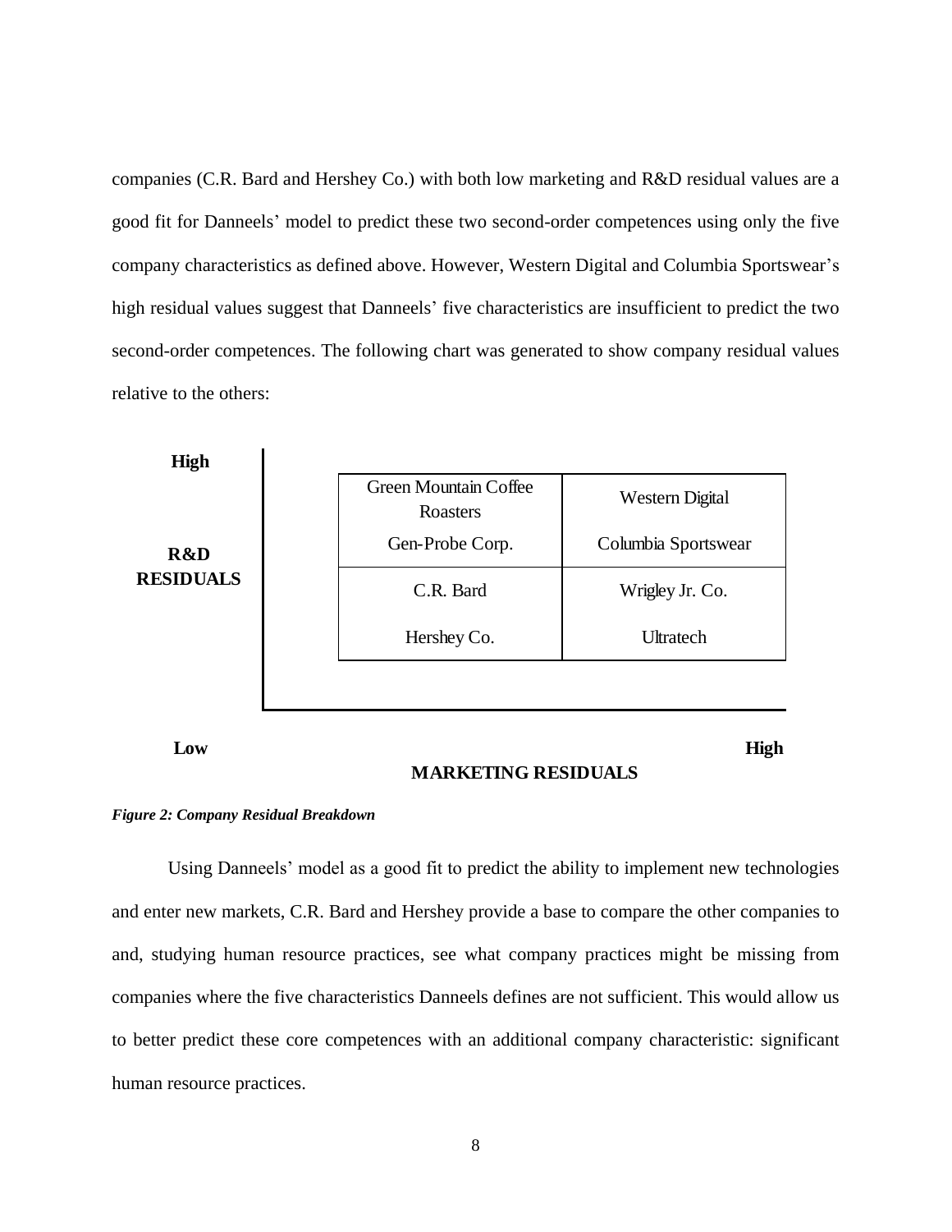companies (C.R. Bard and Hershey Co.) with both low marketing and R&D residual values are a good fit for Danneels' model to predict these two second-order competences using only the five company characteristics as defined above. However, Western Digital and Columbia Sportswear's high residual values suggest that Danneels' five characteristics are insufficient to predict the two second-order competences. The following chart was generated to show company residual values relative to the others:

| R&D RESIDUALS \ MARKETING RESIDUALS | Low | High |
| --- | --- | --- |
| High | Green Mountain Coffee Roasters<br>Gen-Probe Corp. | Western Digital<br>Columbia Sportswear |
| Low | C.R. Bard<br>Hershey Co. | Wrigley Jr. Co.<br>Ultratech |

*Figure 2: Company Residual Breakdown*

Using Danneels' model as a good fit to predict the ability to implement new technologies and enter new markets, C.R. Bard and Hershey provide a base to compare the other companies to and, studying human resource practices, see what company practices might be missing from companies where the five characteristics Danneels defines are not sufficient. This would allow us to better predict these core competences with an additional company characteristic: significant human resource practices.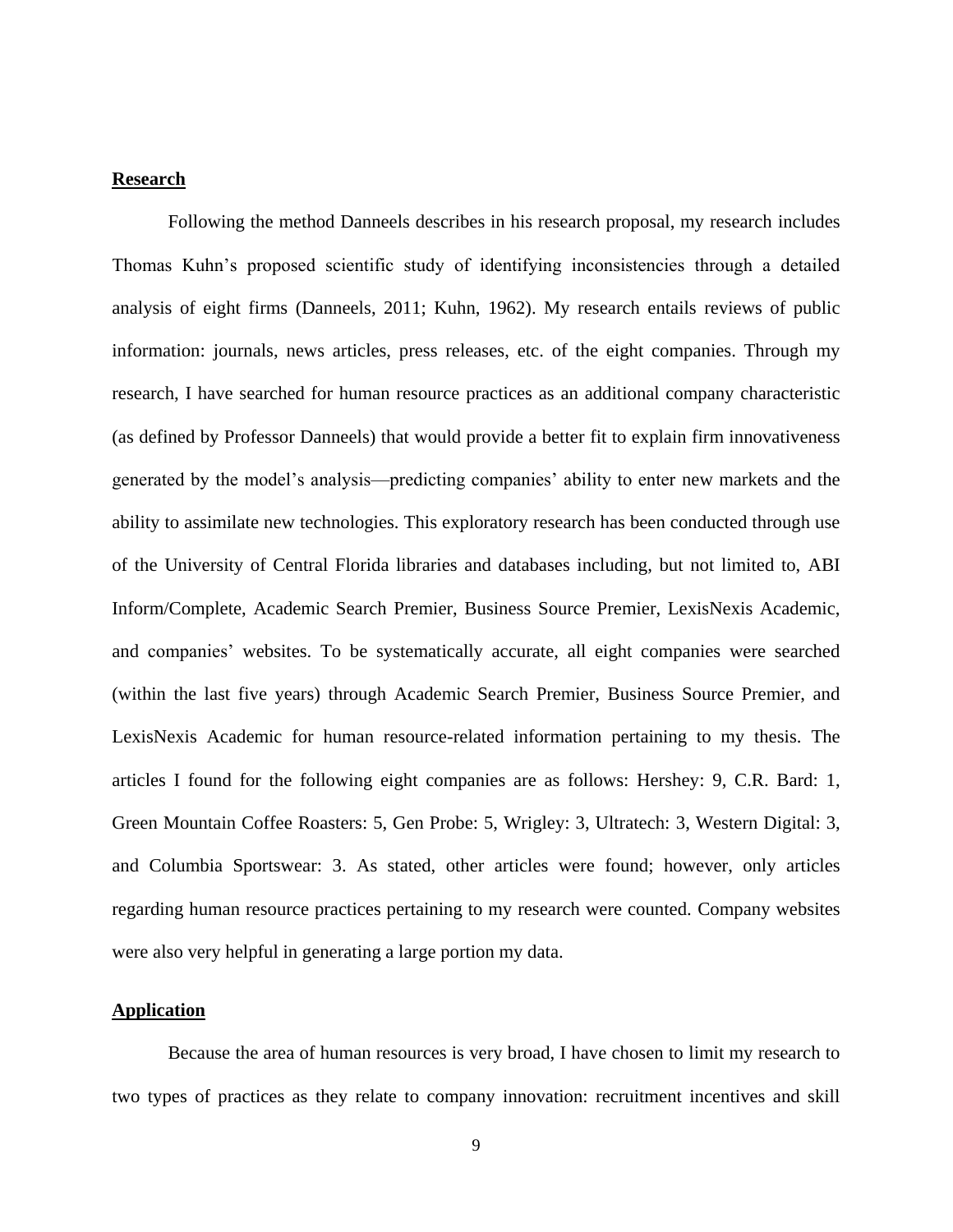**Research**

Following the method Danneels describes in his research proposal, my research includes Thomas Kuhn's proposed scientific study of identifying inconsistencies through a detailed analysis of eight firms (Danneels, 2011; Kuhn, 1962). My research entails reviews of public information: journals, news articles, press releases, etc. of the eight companies. Through my research, I have searched for human resource practices as an additional company characteristic (as defined by Professor Danneels) that would provide a better fit to explain firm innovativeness generated by the model's analysis—predicting companies' ability to enter new markets and the ability to assimilate new technologies. This exploratory research has been conducted through use of the University of Central Florida libraries and databases including, but not limited to, ABI Inform/Complete, Academic Search Premier, Business Source Premier, LexisNexis Academic, and companies' websites. To be systematically accurate, all eight companies were searched (within the last five years) through Academic Search Premier, Business Source Premier, and LexisNexis Academic for human resource-related information pertaining to my thesis. The articles I found for the following eight companies are as follows: Hershey: 9, C.R. Bard: 1, Green Mountain Coffee Roasters: 5, Gen Probe: 5, Wrigley: 3, Ultratech: 3, Western Digital: 3, and Columbia Sportswear: 3. As stated, other articles were found; however, only articles regarding human resource practices pertaining to my research were counted. Company websites were also very helpful in generating a large portion my data.

**Application**

Because the area of human resources is very broad, I have chosen to limit my research to two types of practices as they relate to company innovation: recruitment incentives and skill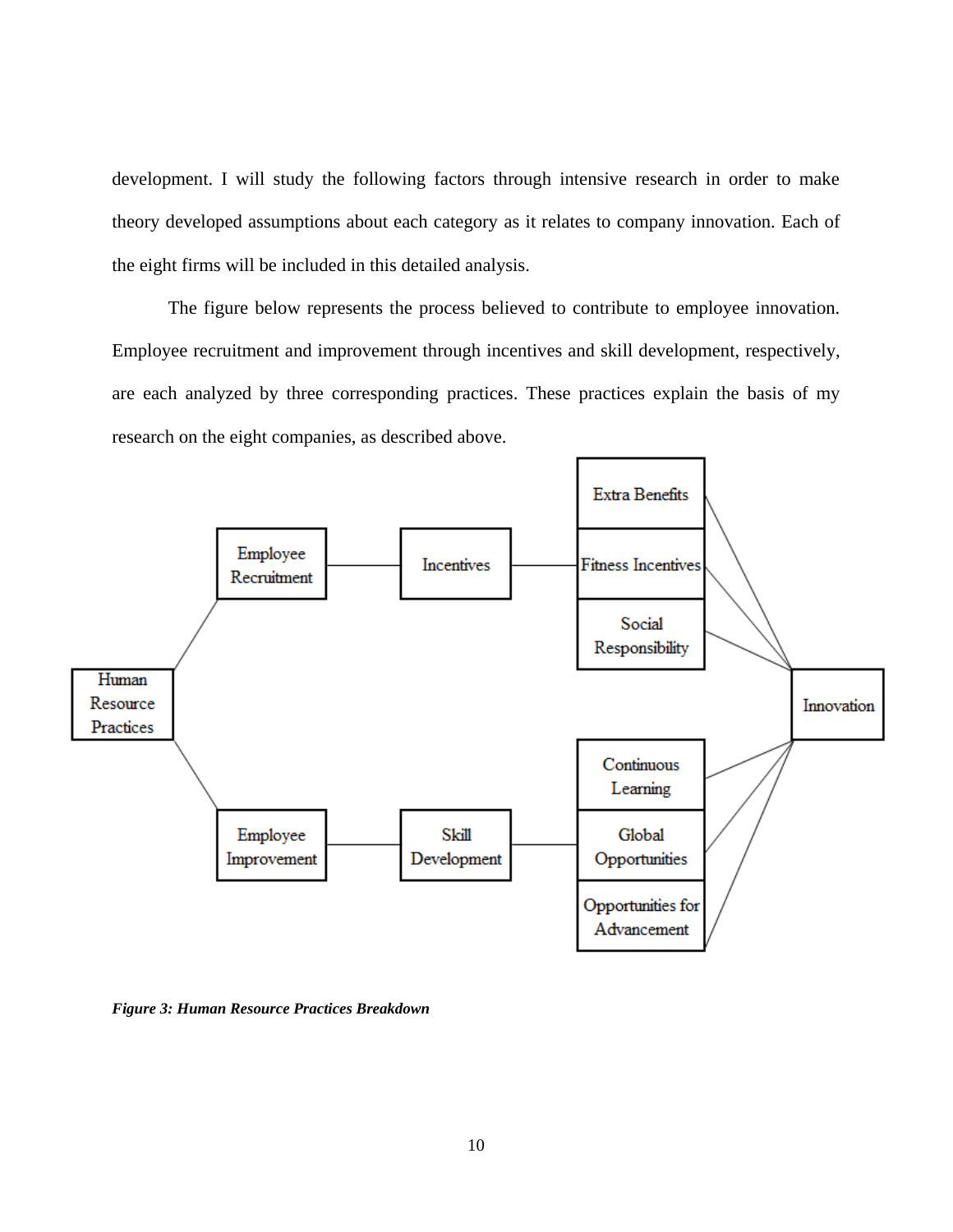development. I will study the following factors through intensive research in order to make theory developed assumptions about each category as it relates to company innovation. Each of the eight firms will be included in this detailed analysis.

The figure below represents the process believed to contribute to employee innovation. Employee recruitment and improvement through incentives and skill development, respectively, are each analyzed by three corresponding practices. These practices explain the basis of my research on the eight companies, as described above.

Human Resource Practices

Employee Recruitment — Incentives — Extra Benefits / Fitness Incentives / Social Responsibility

Employee Improvement — Skill Development — Continuous Learning / Global Opportunities / Opportunities for Advancement

Innovation

***Figure 3: Human Resource Practices Breakdown***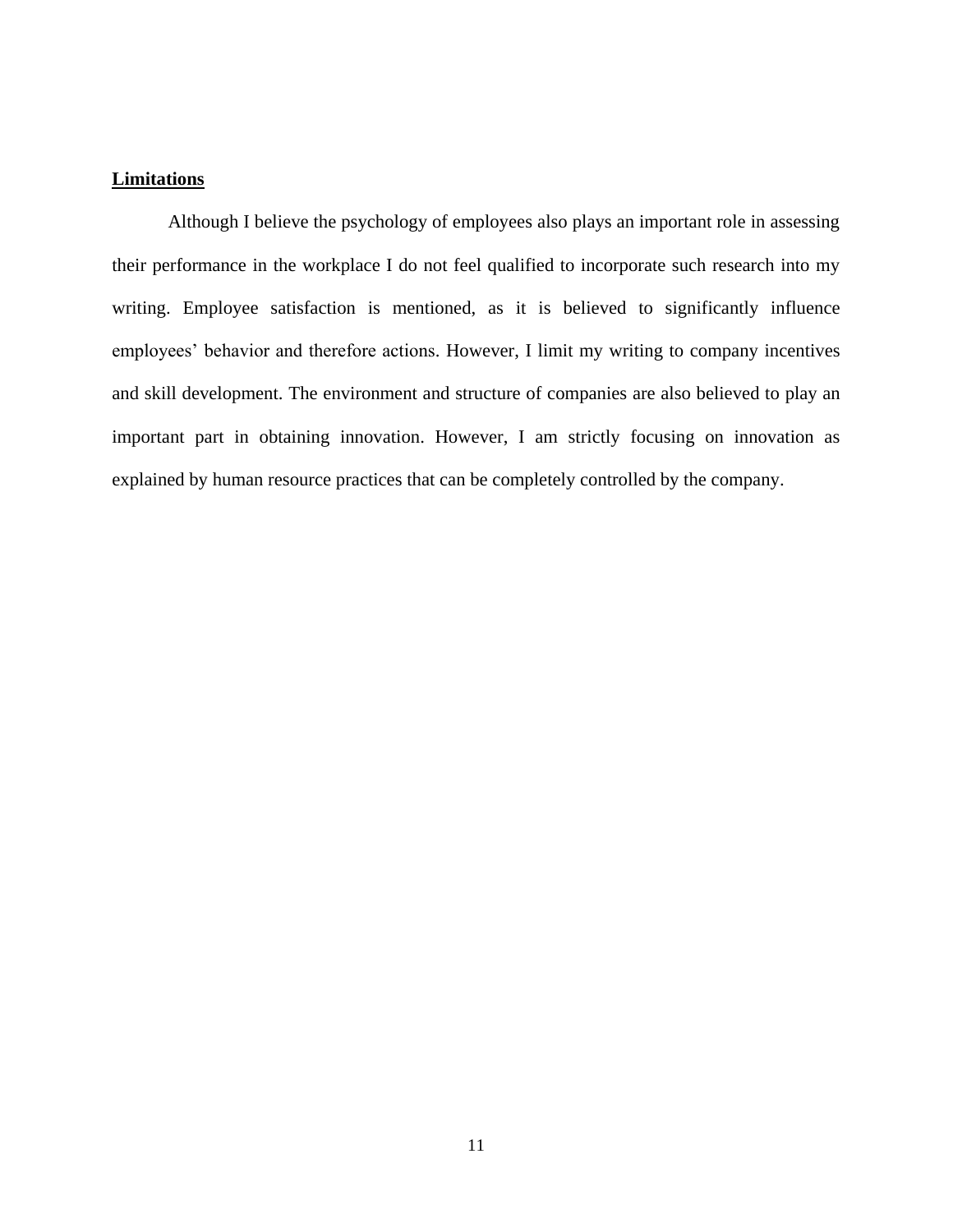## Limitations

Although I believe the psychology of employees also plays an important role in assessing their performance in the workplace I do not feel qualified to incorporate such research into my writing. Employee satisfaction is mentioned, as it is believed to significantly influence employees' behavior and therefore actions. However, I limit my writing to company incentives and skill development. The environment and structure of companies are also believed to play an important part in obtaining innovation. However, I am strictly focusing on innovation as explained by human resource practices that can be completely controlled by the company.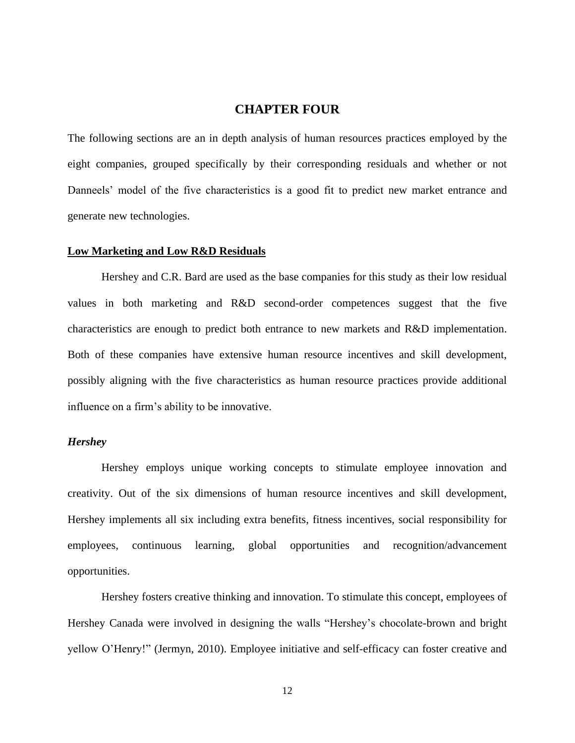# CHAPTER FOUR

The following sections are an in depth analysis of human resources practices employed by the eight companies, grouped specifically by their corresponding residuals and whether or not Danneels' model of the five characteristics is a good fit to predict new market entrance and generate new technologies.

## Low Marketing and Low R&D Residuals

Hershey and C.R. Bard are used as the base companies for this study as their low residual values in both marketing and R&D second-order competences suggest that the five characteristics are enough to predict both entrance to new markets and R&D implementation. Both of these companies have extensive human resource incentives and skill development, possibly aligning with the five characteristics as human resource practices provide additional influence on a firm's ability to be innovative.

### *Hershey*

Hershey employs unique working concepts to stimulate employee innovation and creativity. Out of the six dimensions of human resource incentives and skill development, Hershey implements all six including extra benefits, fitness incentives, social responsibility for employees, continuous learning, global opportunities and recognition/advancement opportunities.

Hershey fosters creative thinking and innovation. To stimulate this concept, employees of Hershey Canada were involved in designing the walls "Hershey's chocolate-brown and bright yellow O'Henry!" (Jermyn, 2010). Employee initiative and self-efficacy can foster creative and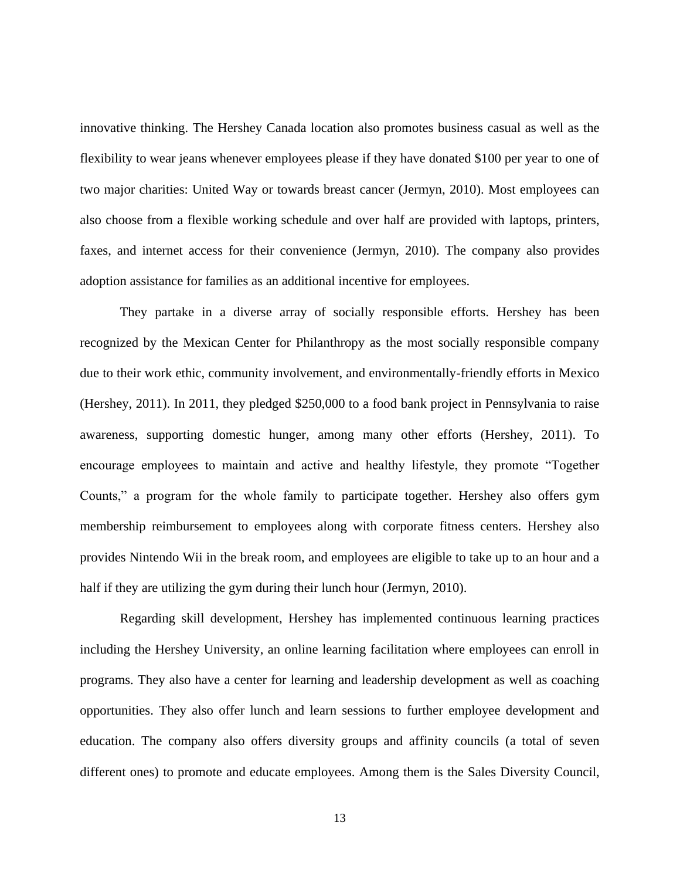innovative thinking. The Hershey Canada location also promotes business casual as well as the flexibility to wear jeans whenever employees please if they have donated $100 per year to one of two major charities: United Way or towards breast cancer (Jermyn, 2010). Most employees can also choose from a flexible working schedule and over half are provided with laptops, printers, faxes, and internet access for their convenience (Jermyn, 2010). The company also provides adoption assistance for families as an additional incentive for employees.

They partake in a diverse array of socially responsible efforts. Hershey has been recognized by the Mexican Center for Philanthropy as the most socially responsible company due to their work ethic, community involvement, and environmentally-friendly efforts in Mexico (Hershey, 2011). In 2011, they pledged $250,000 to a food bank project in Pennsylvania to raise awareness, supporting domestic hunger, among many other efforts (Hershey, 2011). To encourage employees to maintain and active and healthy lifestyle, they promote "Together Counts," a program for the whole family to participate together. Hershey also offers gym membership reimbursement to employees along with corporate fitness centers. Hershey also provides Nintendo Wii in the break room, and employees are eligible to take up to an hour and a half if they are utilizing the gym during their lunch hour (Jermyn, 2010).

Regarding skill development, Hershey has implemented continuous learning practices including the Hershey University, an online learning facilitation where employees can enroll in programs. They also have a center for learning and leadership development as well as coaching opportunities. They also offer lunch and learn sessions to further employee development and education. The company also offers diversity groups and affinity councils (a total of seven different ones) to promote and educate employees. Among them is the Sales Diversity Council,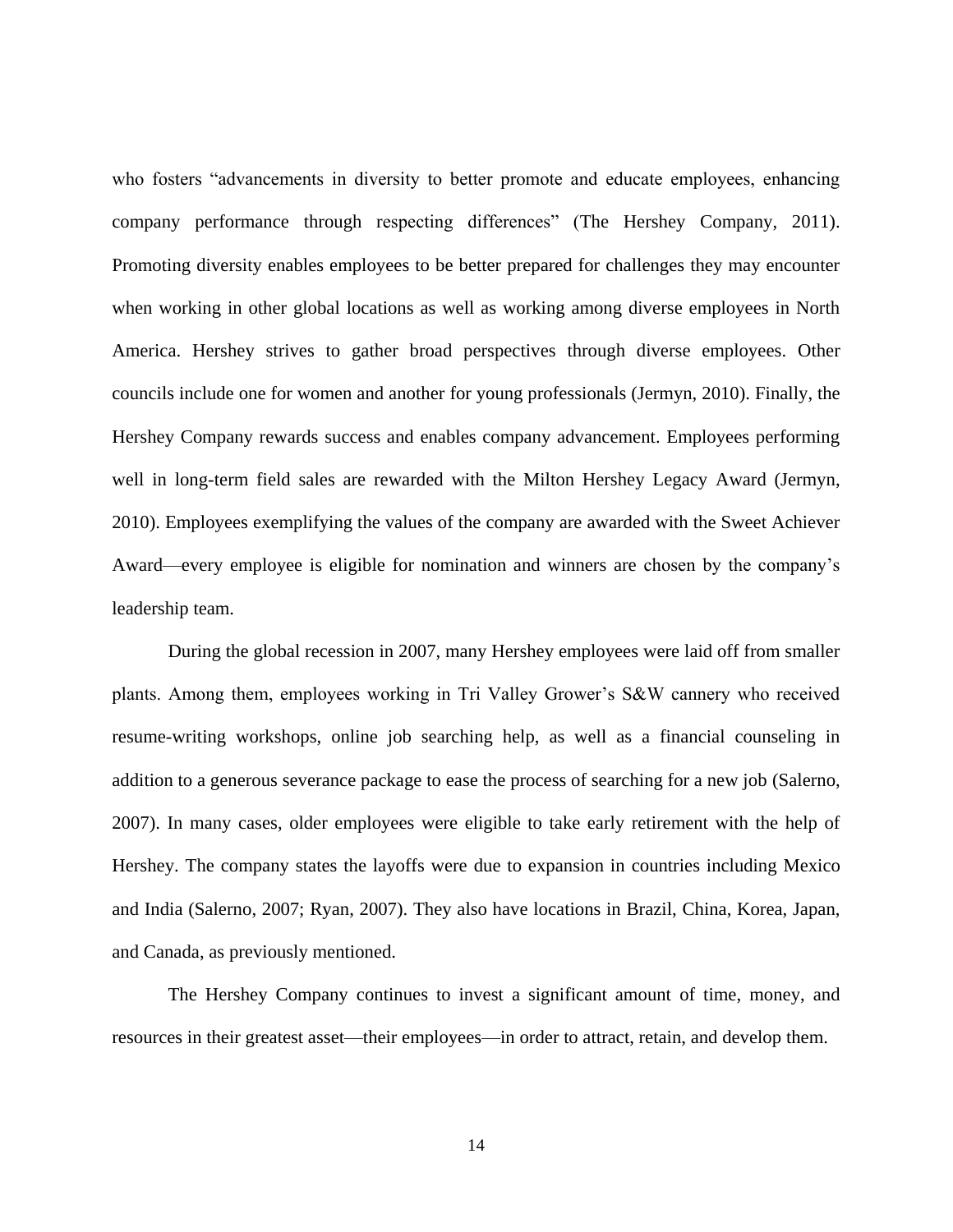who fosters "advancements in diversity to better promote and educate employees, enhancing company performance through respecting differences" (The Hershey Company, 2011). Promoting diversity enables employees to be better prepared for challenges they may encounter when working in other global locations as well as working among diverse employees in North America. Hershey strives to gather broad perspectives through diverse employees. Other councils include one for women and another for young professionals (Jermyn, 2010). Finally, the Hershey Company rewards success and enables company advancement. Employees performing well in long-term field sales are rewarded with the Milton Hershey Legacy Award (Jermyn, 2010). Employees exemplifying the values of the company are awarded with the Sweet Achiever Award—every employee is eligible for nomination and winners are chosen by the company's leadership team.

During the global recession in 2007, many Hershey employees were laid off from smaller plants. Among them, employees working in Tri Valley Grower's S&W cannery who received resume-writing workshops, online job searching help, as well as a financial counseling in addition to a generous severance package to ease the process of searching for a new job (Salerno, 2007). In many cases, older employees were eligible to take early retirement with the help of Hershey. The company states the layoffs were due to expansion in countries including Mexico and India (Salerno, 2007; Ryan, 2007). They also have locations in Brazil, China, Korea, Japan, and Canada, as previously mentioned.

The Hershey Company continues to invest a significant amount of time, money, and resources in their greatest asset—their employees—in order to attract, retain, and develop them.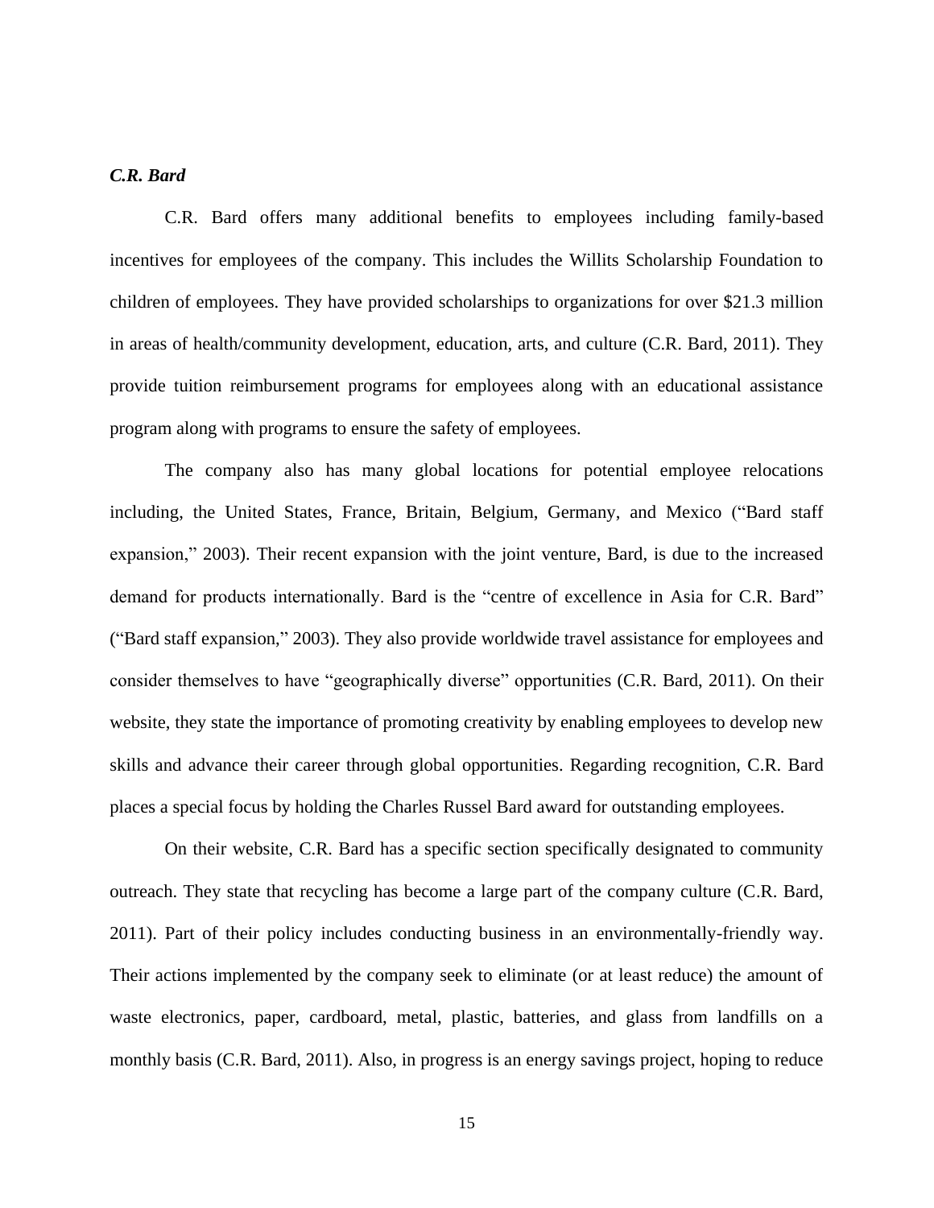### ***C.R. Bard***

C.R. Bard offers many additional benefits to employees including family-based incentives for employees of the company. This includes the Willits Scholarship Foundation to children of employees. They have provided scholarships to organizations for over $21.3 million in areas of health/community development, education, arts, and culture (C.R. Bard, 2011). They provide tuition reimbursement programs for employees along with an educational assistance program along with programs to ensure the safety of employees.

The company also has many global locations for potential employee relocations including, the United States, France, Britain, Belgium, Germany, and Mexico ("Bard staff expansion," 2003). Their recent expansion with the joint venture, Bard, is due to the increased demand for products internationally. Bard is the "centre of excellence in Asia for C.R. Bard" ("Bard staff expansion," 2003). They also provide worldwide travel assistance for employees and consider themselves to have "geographically diverse" opportunities (C.R. Bard, 2011). On their website, they state the importance of promoting creativity by enabling employees to develop new skills and advance their career through global opportunities. Regarding recognition, C.R. Bard places a special focus by holding the Charles Russel Bard award for outstanding employees.

On their website, C.R. Bard has a specific section specifically designated to community outreach. They state that recycling has become a large part of the company culture (C.R. Bard, 2011). Part of their policy includes conducting business in an environmentally-friendly way. Their actions implemented by the company seek to eliminate (or at least reduce) the amount of waste electronics, paper, cardboard, metal, plastic, batteries, and glass from landfills on a monthly basis (C.R. Bard, 2011). Also, in progress is an energy savings project, hoping to reduce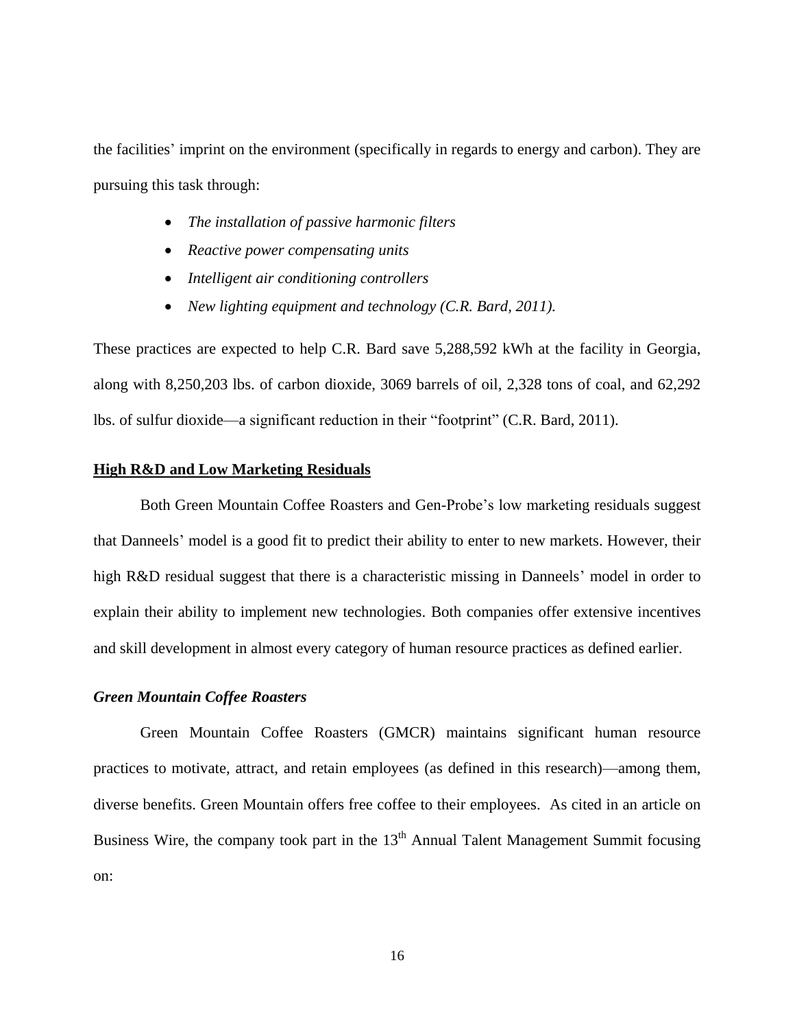the facilities' imprint on the environment (specifically in regards to energy and carbon). They are pursuing this task through:

- *The installation of passive harmonic filters*
- *Reactive power compensating units*
- *Intelligent air conditioning controllers*
- *New lighting equipment and technology (C.R. Bard, 2011).*

These practices are expected to help C.R. Bard save 5,288,592 kWh at the facility in Georgia, along with 8,250,203 lbs. of carbon dioxide, 3069 barrels of oil, 2,328 tons of coal, and 62,292 lbs. of sulfur dioxide—a significant reduction in their "footprint" (C.R. Bard, 2011).

**<u>High R&D and Low Marketing Residuals</u>**

Both Green Mountain Coffee Roasters and Gen-Probe's low marketing residuals suggest that Danneels' model is a good fit to predict their ability to enter to new markets. However, their high R&D residual suggest that there is a characteristic missing in Danneels' model in order to explain their ability to implement new technologies. Both companies offer extensive incentives and skill development in almost every category of human resource practices as defined earlier.

***Green Mountain Coffee Roasters***

Green Mountain Coffee Roasters (GMCR) maintains significant human resource practices to motivate, attract, and retain employees (as defined in this research)—among them, diverse benefits. Green Mountain offers free coffee to their employees. As cited in an article on Business Wire, the company took part in the 13th Annual Talent Management Summit focusing on: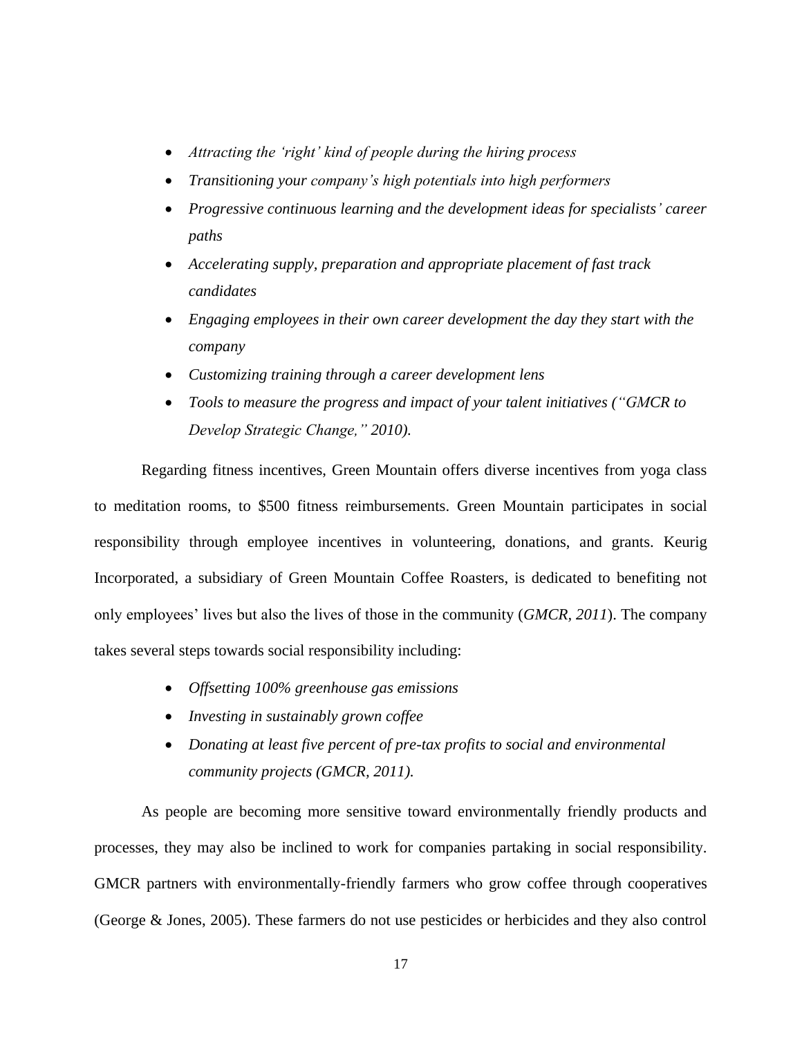- *Attracting the 'right' kind of people during the hiring process*
- *Transitioning your company's high potentials into high performers*
- *Progressive continuous learning and the development ideas for specialists' career paths*
- *Accelerating supply, preparation and appropriate placement of fast track candidates*
- *Engaging employees in their own career development the day they start with the company*
- *Customizing training through a career development lens*
- *Tools to measure the progress and impact of your talent initiatives ("GMCR to Develop Strategic Change," 2010).*

Regarding fitness incentives, Green Mountain offers diverse incentives from yoga class to meditation rooms, to $500 fitness reimbursements. Green Mountain participates in social responsibility through employee incentives in volunteering, donations, and grants. Keurig Incorporated, a subsidiary of Green Mountain Coffee Roasters, is dedicated to benefiting not only employees' lives but also the lives of those in the community (*GMCR, 2011*). The company takes several steps towards social responsibility including:

- *Offsetting 100% greenhouse gas emissions*
- *Investing in sustainably grown coffee*
- *Donating at least five percent of pre-tax profits to social and environmental community projects (GMCR, 2011).*

As people are becoming more sensitive toward environmentally friendly products and processes, they may also be inclined to work for companies partaking in social responsibility. GMCR partners with environmentally-friendly farmers who grow coffee through cooperatives (George & Jones, 2005). These farmers do not use pesticides or herbicides and they also control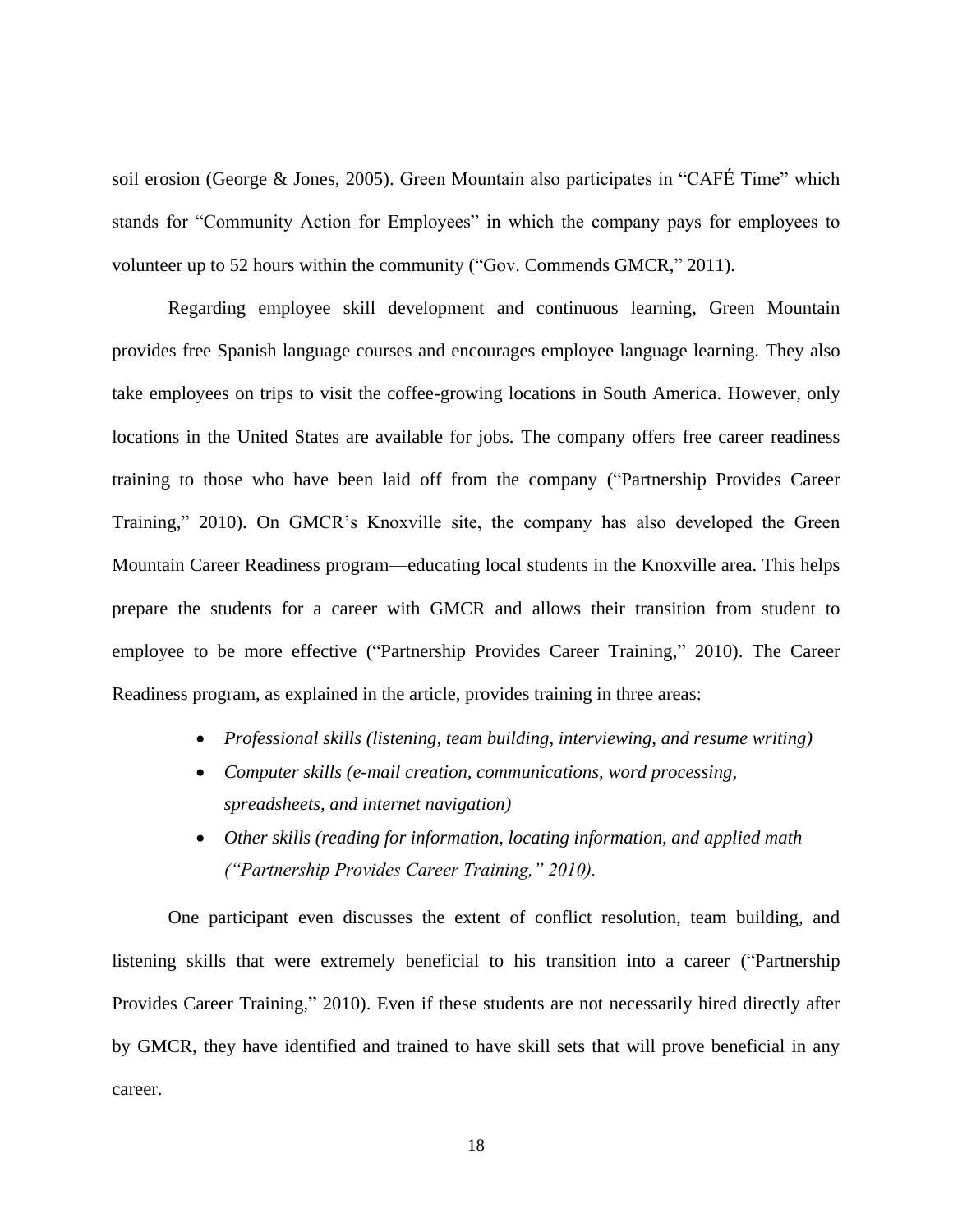soil erosion (George & Jones, 2005). Green Mountain also participates in "CAFÉ Time" which stands for "Community Action for Employees" in which the company pays for employees to volunteer up to 52 hours within the community ("Gov. Commends GMCR," 2011).

Regarding employee skill development and continuous learning, Green Mountain provides free Spanish language courses and encourages employee language learning. They also take employees on trips to visit the coffee-growing locations in South America. However, only locations in the United States are available for jobs. The company offers free career readiness training to those who have been laid off from the company ("Partnership Provides Career Training," 2010). On GMCR's Knoxville site, the company has also developed the Green Mountain Career Readiness program—educating local students in the Knoxville area. This helps prepare the students for a career with GMCR and allows their transition from student to employee to be more effective ("Partnership Provides Career Training," 2010). The Career Readiness program, as explained in the article, provides training in three areas:

- *Professional skills (listening, team building, interviewing, and resume writing)*
- *Computer skills (e-mail creation, communications, word processing, spreadsheets, and internet navigation)*
- *Other skills (reading for information, locating information, and applied math ("Partnership Provides Career Training," 2010).*

One participant even discusses the extent of conflict resolution, team building, and listening skills that were extremely beneficial to his transition into a career ("Partnership Provides Career Training," 2010). Even if these students are not necessarily hired directly after by GMCR, they have identified and trained to have skill sets that will prove beneficial in any career.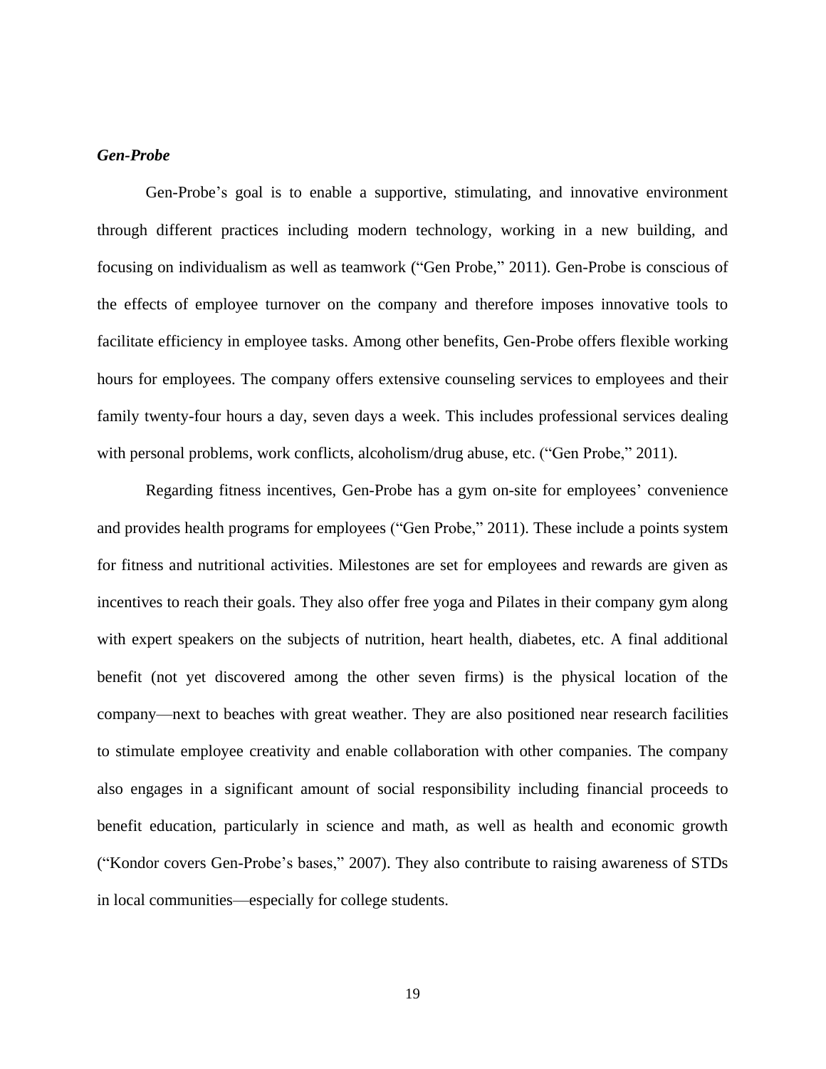***Gen-Probe***

Gen-Probe's goal is to enable a supportive, stimulating, and innovative environment through different practices including modern technology, working in a new building, and focusing on individualism as well as teamwork ("Gen Probe," 2011). Gen-Probe is conscious of the effects of employee turnover on the company and therefore imposes innovative tools to facilitate efficiency in employee tasks. Among other benefits, Gen-Probe offers flexible working hours for employees. The company offers extensive counseling services to employees and their family twenty-four hours a day, seven days a week. This includes professional services dealing with personal problems, work conflicts, alcoholism/drug abuse, etc. ("Gen Probe," 2011).

Regarding fitness incentives, Gen-Probe has a gym on-site for employees' convenience and provides health programs for employees ("Gen Probe," 2011). These include a points system for fitness and nutritional activities. Milestones are set for employees and rewards are given as incentives to reach their goals. They also offer free yoga and Pilates in their company gym along with expert speakers on the subjects of nutrition, heart health, diabetes, etc. A final additional benefit (not yet discovered among the other seven firms) is the physical location of the company—next to beaches with great weather. They are also positioned near research facilities to stimulate employee creativity and enable collaboration with other companies. The company also engages in a significant amount of social responsibility including financial proceeds to benefit education, particularly in science and math, as well as health and economic growth ("Kondor covers Gen-Probe's bases," 2007). They also contribute to raising awareness of STDs in local communities—especially for college students.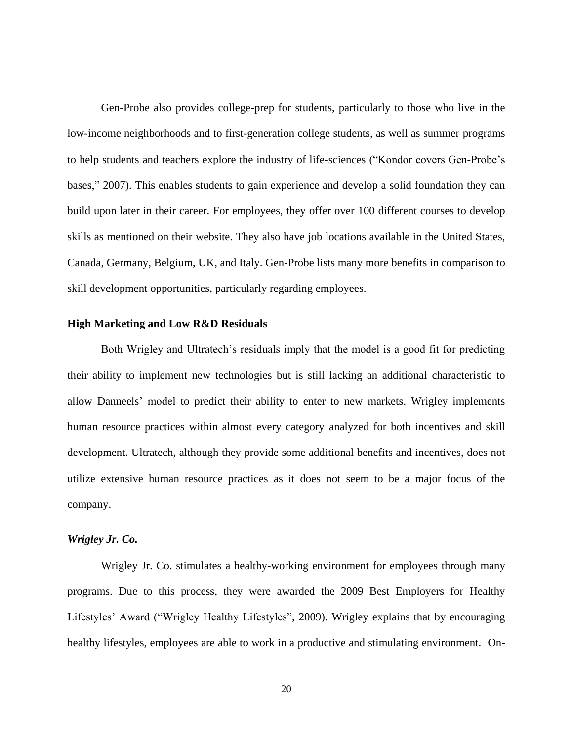Gen-Probe also provides college-prep for students, particularly to those who live in the low-income neighborhoods and to first-generation college students, as well as summer programs to help students and teachers explore the industry of life-sciences ("Kondor covers Gen-Probe's bases," 2007). This enables students to gain experience and develop a solid foundation they can build upon later in their career. For employees, they offer over 100 different courses to develop skills as mentioned on their website. They also have job locations available in the United States, Canada, Germany, Belgium, UK, and Italy. Gen-Probe lists many more benefits in comparison to skill development opportunities, particularly regarding employees.

## High Marketing and Low R&D Residuals

Both Wrigley and Ultratech's residuals imply that the model is a good fit for predicting their ability to implement new technologies but is still lacking an additional characteristic to allow Danneels' model to predict their ability to enter to new markets. Wrigley implements human resource practices within almost every category analyzed for both incentives and skill development. Ultratech, although they provide some additional benefits and incentives, does not utilize extensive human resource practices as it does not seem to be a major focus of the company.

### *Wrigley Jr. Co.*

Wrigley Jr. Co. stimulates a healthy-working environment for employees through many programs. Due to this process, they were awarded the 2009 Best Employers for Healthy Lifestyles' Award ("Wrigley Healthy Lifestyles", 2009). Wrigley explains that by encouraging healthy lifestyles, employees are able to work in a productive and stimulating environment. On-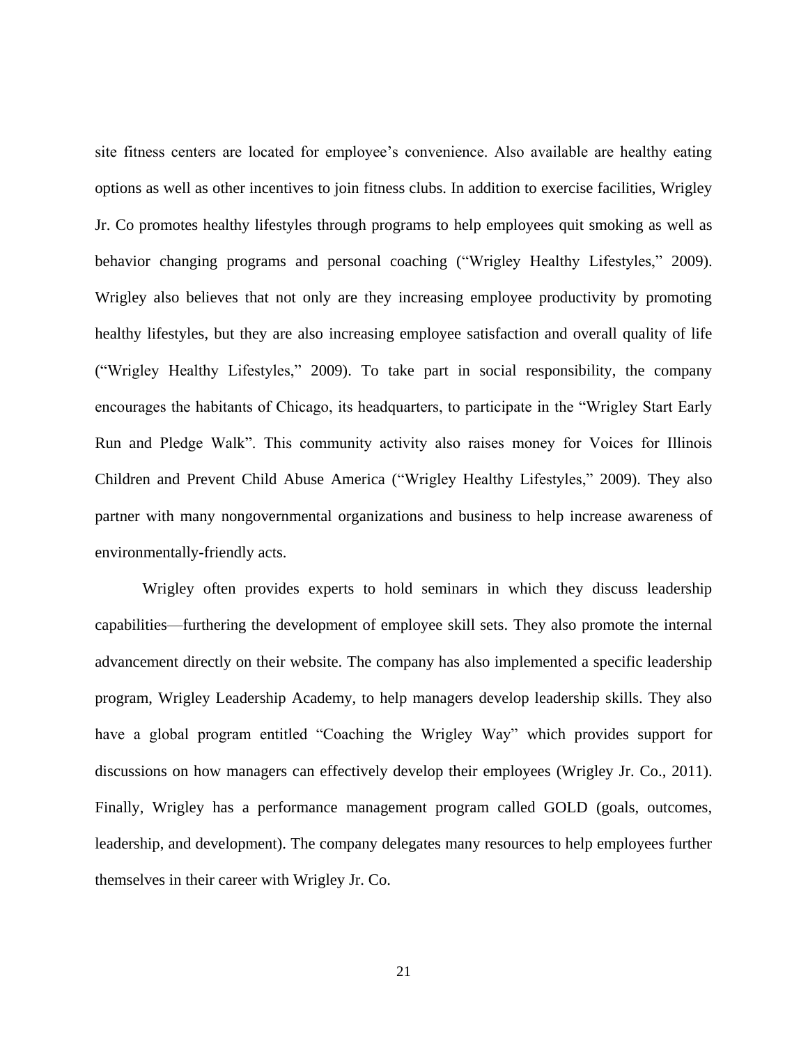site fitness centers are located for employee's convenience. Also available are healthy eating options as well as other incentives to join fitness clubs. In addition to exercise facilities, Wrigley Jr. Co promotes healthy lifestyles through programs to help employees quit smoking as well as behavior changing programs and personal coaching ("Wrigley Healthy Lifestyles," 2009). Wrigley also believes that not only are they increasing employee productivity by promoting healthy lifestyles, but they are also increasing employee satisfaction and overall quality of life ("Wrigley Healthy Lifestyles," 2009). To take part in social responsibility, the company encourages the habitants of Chicago, its headquarters, to participate in the "Wrigley Start Early Run and Pledge Walk". This community activity also raises money for Voices for Illinois Children and Prevent Child Abuse America ("Wrigley Healthy Lifestyles," 2009). They also partner with many nongovernmental organizations and business to help increase awareness of environmentally-friendly acts.

Wrigley often provides experts to hold seminars in which they discuss leadership capabilities—furthering the development of employee skill sets. They also promote the internal advancement directly on their website. The company has also implemented a specific leadership program, Wrigley Leadership Academy, to help managers develop leadership skills. They also have a global program entitled "Coaching the Wrigley Way" which provides support for discussions on how managers can effectively develop their employees (Wrigley Jr. Co., 2011). Finally, Wrigley has a performance management program called GOLD (goals, outcomes, leadership, and development). The company delegates many resources to help employees further themselves in their career with Wrigley Jr. Co.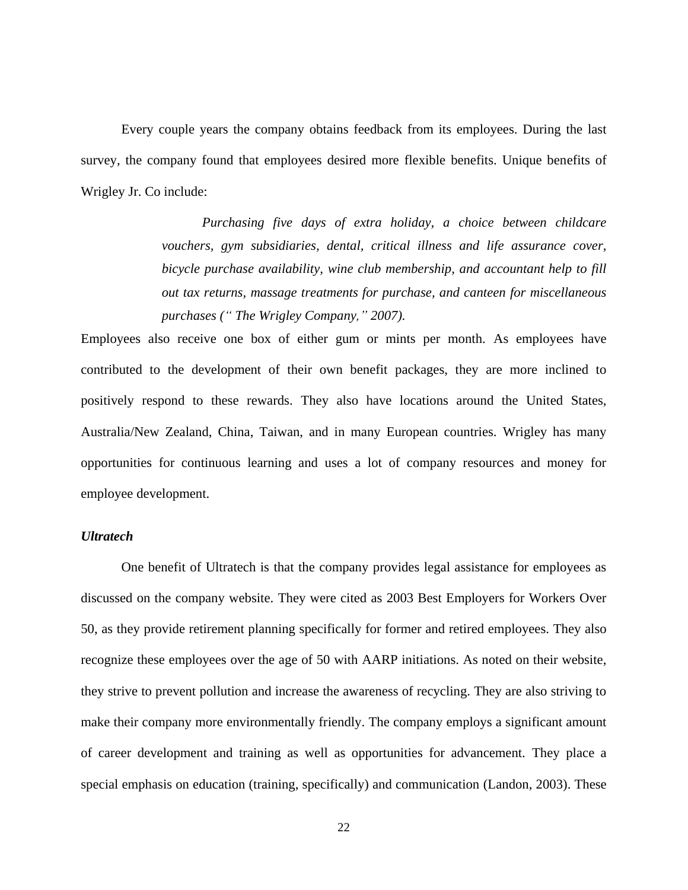Every couple years the company obtains feedback from its employees. During the last survey, the company found that employees desired more flexible benefits. Unique benefits of Wrigley Jr. Co include:

> *Purchasing five days of extra holiday, a choice between childcare vouchers, gym subsidiaries, dental, critical illness and life assurance cover, bicycle purchase availability, wine club membership, and accountant help to fill out tax returns, massage treatments for purchase, and canteen for miscellaneous purchases (" The Wrigley Company," 2007).*

Employees also receive one box of either gum or mints per month. As employees have contributed to the development of their own benefit packages, they are more inclined to positively respond to these rewards. They also have locations around the United States, Australia/New Zealand, China, Taiwan, and in many European countries. Wrigley has many opportunities for continuous learning and uses a lot of company resources and money for employee development.

***Ultratech***

One benefit of Ultratech is that the company provides legal assistance for employees as discussed on the company website. They were cited as 2003 Best Employers for Workers Over 50, as they provide retirement planning specifically for former and retired employees. They also recognize these employees over the age of 50 with AARP initiations. As noted on their website, they strive to prevent pollution and increase the awareness of recycling. They are also striving to make their company more environmentally friendly. The company employs a significant amount of career development and training as well as opportunities for advancement. They place a special emphasis on education (training, specifically) and communication (Landon, 2003). These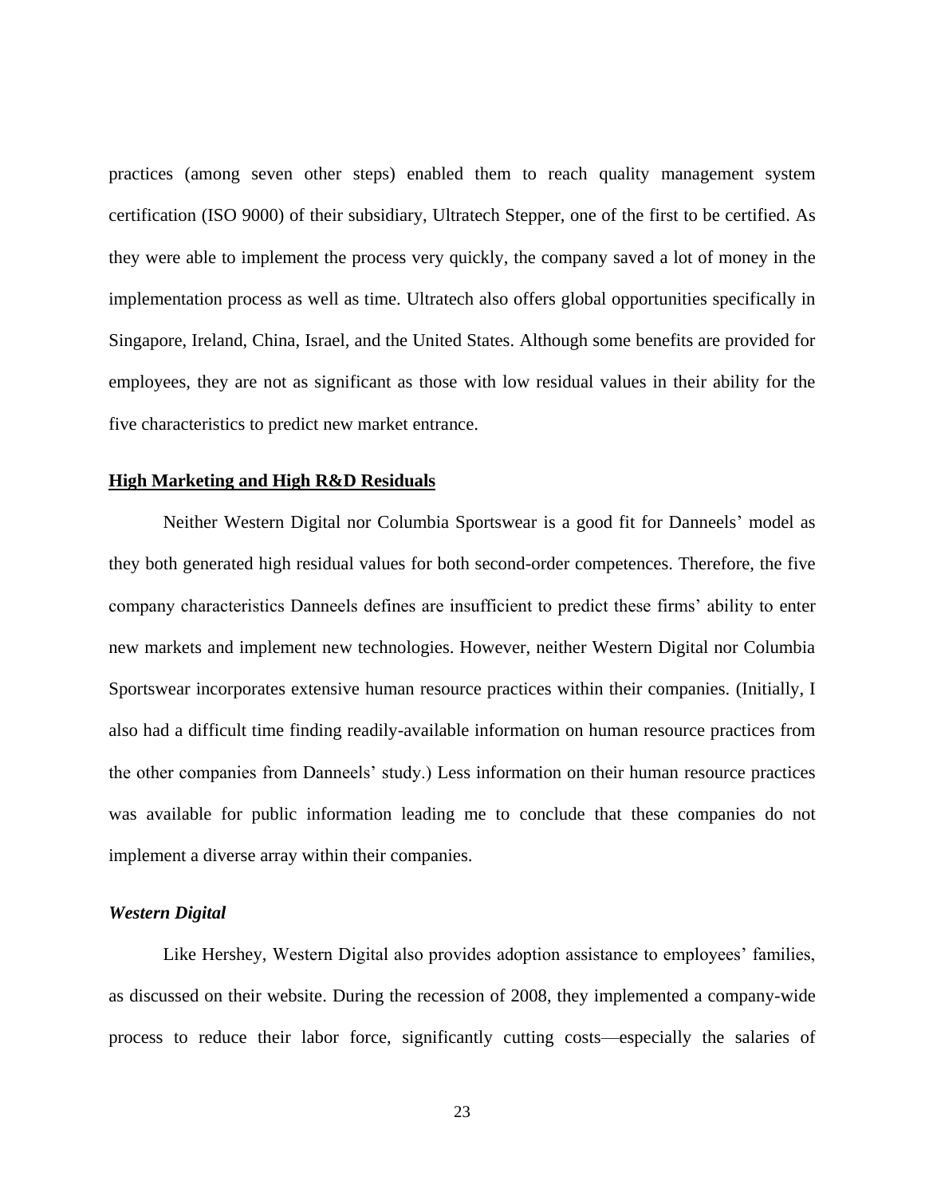practices (among seven other steps) enabled them to reach quality management system certification (ISO 9000) of their subsidiary, Ultratech Stepper, one of the first to be certified. As they were able to implement the process very quickly, the company saved a lot of money in the implementation process as well as time. Ultratech also offers global opportunities specifically in Singapore, Ireland, China, Israel, and the United States. Although some benefits are provided for employees, they are not as significant as those with low residual values in their ability for the five characteristics to predict new market entrance.

## **High Marketing and High R&D Residuals**

Neither Western Digital nor Columbia Sportswear is a good fit for Danneels' model as they both generated high residual values for both second-order competences. Therefore, the five company characteristics Danneels defines are insufficient to predict these firms' ability to enter new markets and implement new technologies. However, neither Western Digital nor Columbia Sportswear incorporates extensive human resource practices within their companies. (Initially, I also had a difficult time finding readily-available information on human resource practices from the other companies from Danneels' study.) Less information on their human resource practices was available for public information leading me to conclude that these companies do not implement a diverse array within their companies.

### *Western Digital*

Like Hershey, Western Digital also provides adoption assistance to employees' families, as discussed on their website. During the recession of 2008, they implemented a company-wide process to reduce their labor force, significantly cutting costs—especially the salaries of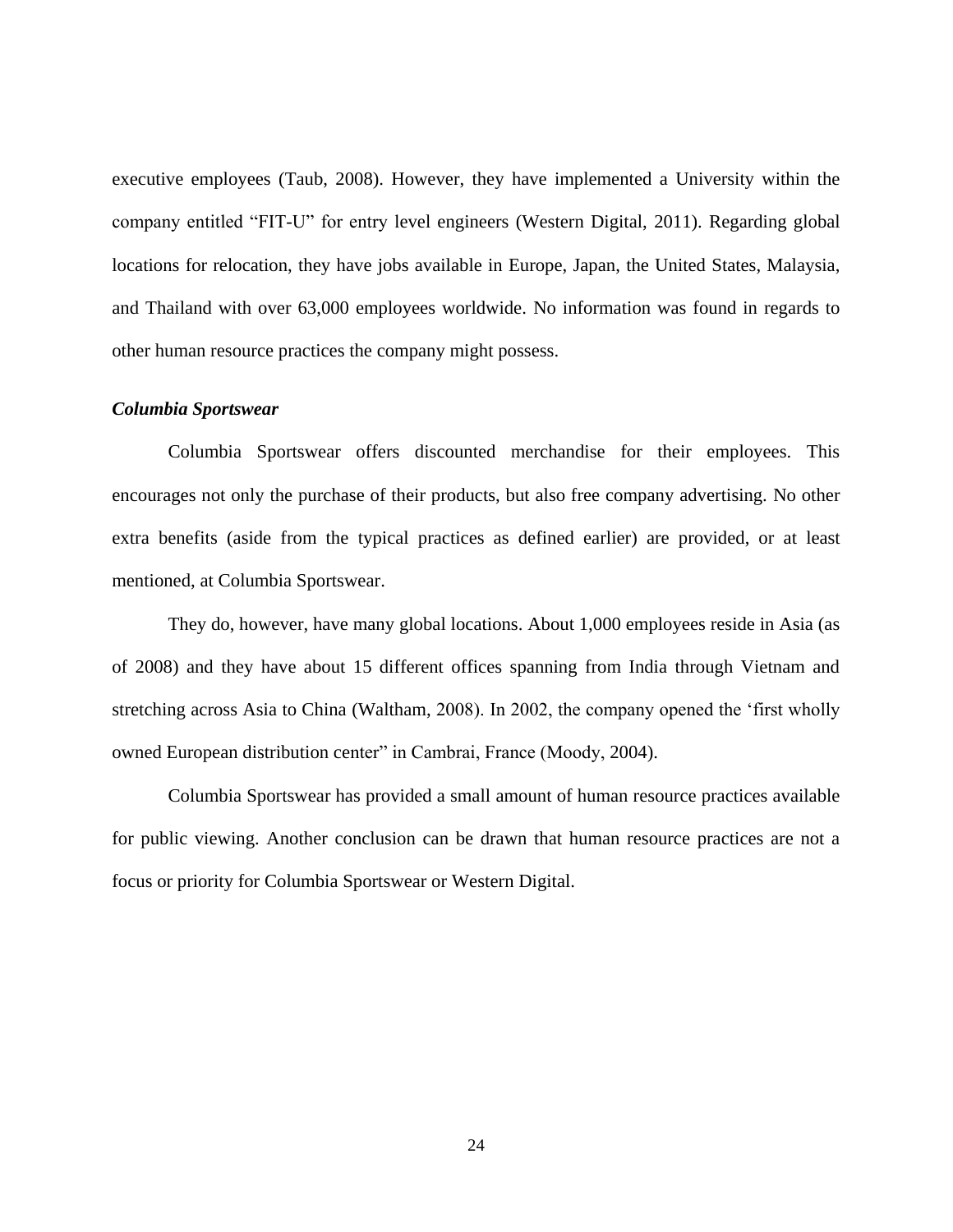executive employees (Taub, 2008). However, they have implemented a University within the company entitled "FIT-U" for entry level engineers (Western Digital, 2011). Regarding global locations for relocation, they have jobs available in Europe, Japan, the United States, Malaysia, and Thailand with over 63,000 employees worldwide. No information was found in regards to other human resource practices the company might possess.

### ***Columbia Sportswear***

Columbia Sportswear offers discounted merchandise for their employees. This encourages not only the purchase of their products, but also free company advertising. No other extra benefits (aside from the typical practices as defined earlier) are provided, or at least mentioned, at Columbia Sportswear.

They do, however, have many global locations. About 1,000 employees reside in Asia (as of 2008) and they have about 15 different offices spanning from India through Vietnam and stretching across Asia to China (Waltham, 2008). In 2002, the company opened the 'first wholly owned European distribution center" in Cambrai, France (Moody, 2004).

Columbia Sportswear has provided a small amount of human resource practices available for public viewing. Another conclusion can be drawn that human resource practices are not a focus or priority for Columbia Sportswear or Western Digital.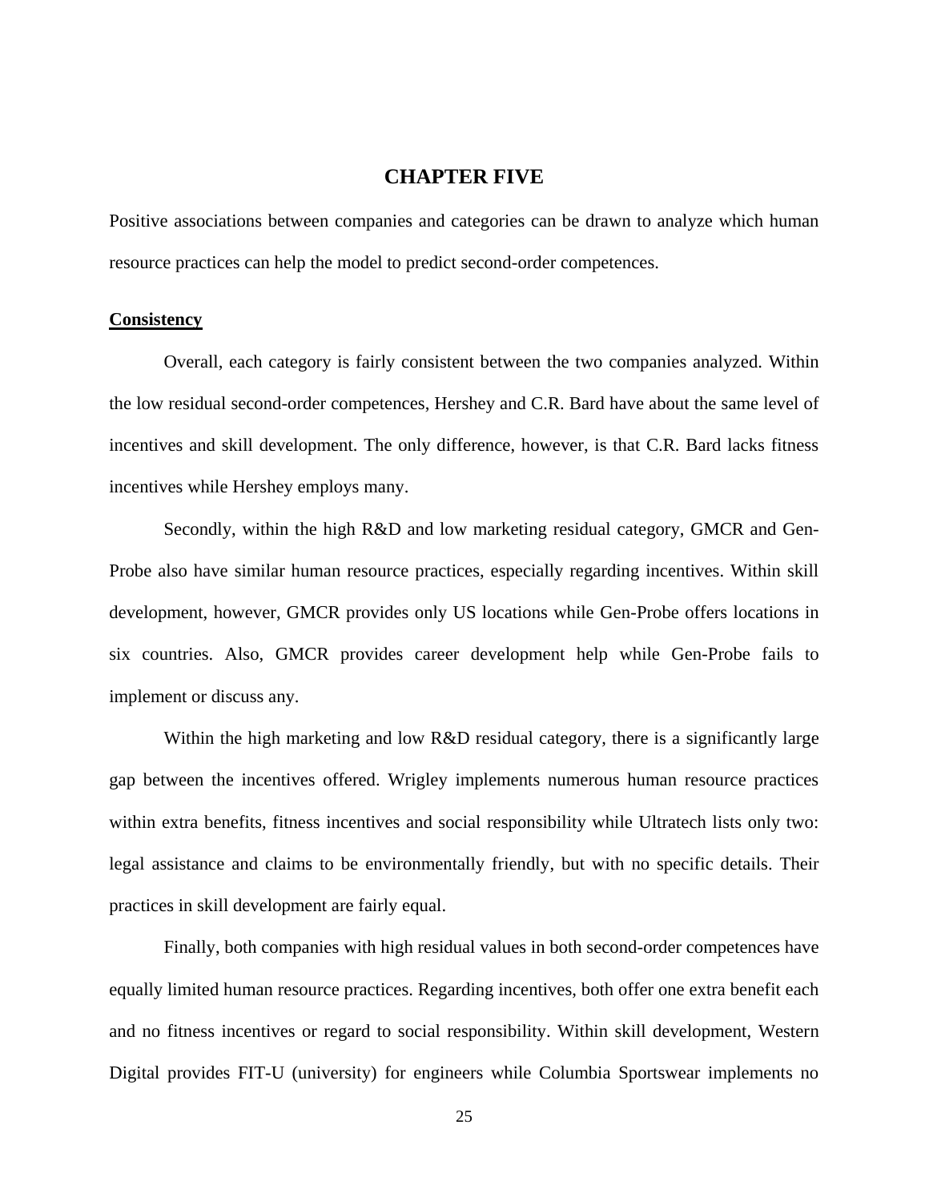# CHAPTER FIVE

Positive associations between companies and categories can be drawn to analyze which human resource practices can help the model to predict second-order competences.

**<u>Consistency</u>**

Overall, each category is fairly consistent between the two companies analyzed. Within the low residual second-order competences, Hershey and C.R. Bard have about the same level of incentives and skill development. The only difference, however, is that C.R. Bard lacks fitness incentives while Hershey employs many.

Secondly, within the high R&D and low marketing residual category, GMCR and Gen-Probe also have similar human resource practices, especially regarding incentives. Within skill development, however, GMCR provides only US locations while Gen-Probe offers locations in six countries. Also, GMCR provides career development help while Gen-Probe fails to implement or discuss any.

Within the high marketing and low R&D residual category, there is a significantly large gap between the incentives offered. Wrigley implements numerous human resource practices within extra benefits, fitness incentives and social responsibility while Ultratech lists only two: legal assistance and claims to be environmentally friendly, but with no specific details. Their practices in skill development are fairly equal.

Finally, both companies with high residual values in both second-order competences have equally limited human resource practices. Regarding incentives, both offer one extra benefit each and no fitness incentives or regard to social responsibility. Within skill development, Western Digital provides FIT-U (university) for engineers while Columbia Sportswear implements no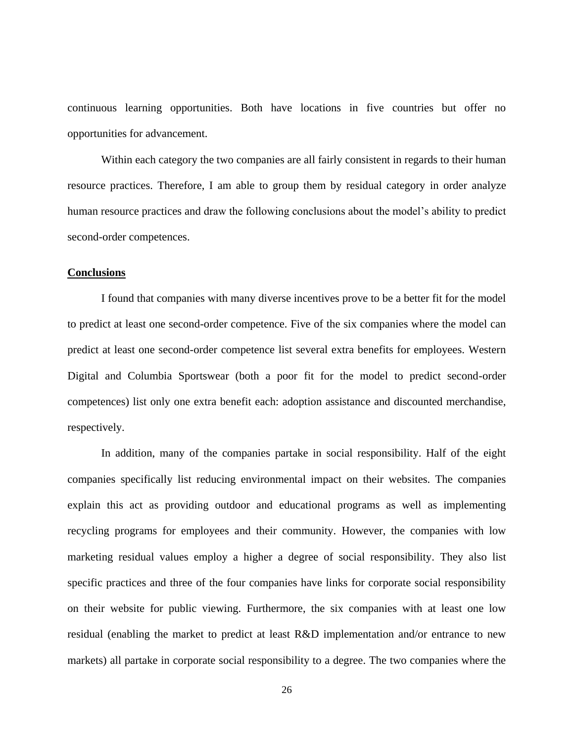continuous learning opportunities. Both have locations in five countries but offer no opportunities for advancement.

Within each category the two companies are all fairly consistent in regards to their human resource practices. Therefore, I am able to group them by residual category in order analyze human resource practices and draw the following conclusions about the model's ability to predict second-order competences.

## Conclusions

I found that companies with many diverse incentives prove to be a better fit for the model to predict at least one second-order competence. Five of the six companies where the model can predict at least one second-order competence list several extra benefits for employees. Western Digital and Columbia Sportswear (both a poor fit for the model to predict second-order competences) list only one extra benefit each: adoption assistance and discounted merchandise, respectively.

In addition, many of the companies partake in social responsibility. Half of the eight companies specifically list reducing environmental impact on their websites. The companies explain this act as providing outdoor and educational programs as well as implementing recycling programs for employees and their community. However, the companies with low marketing residual values employ a higher a degree of social responsibility. They also list specific practices and three of the four companies have links for corporate social responsibility on their website for public viewing. Furthermore, the six companies with at least one low residual (enabling the market to predict at least R&D implementation and/or entrance to new markets) all partake in corporate social responsibility to a degree. The two companies where the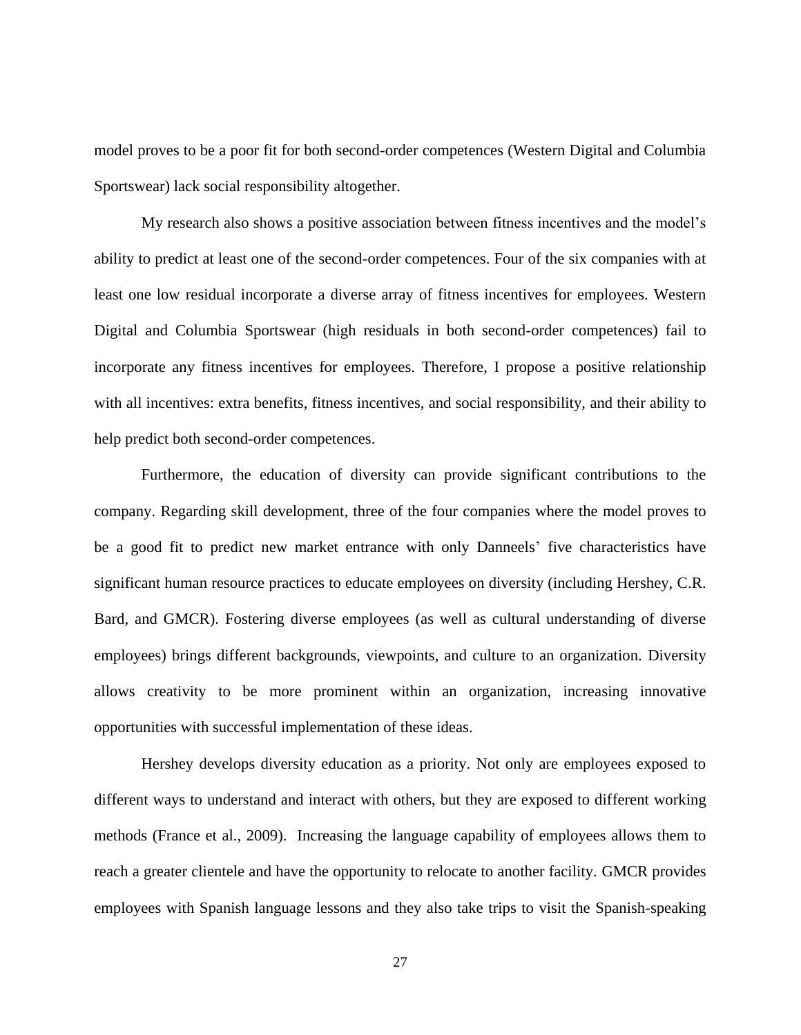model proves to be a poor fit for both second-order competences (Western Digital and Columbia Sportswear) lack social responsibility altogether.

My research also shows a positive association between fitness incentives and the model's ability to predict at least one of the second-order competences. Four of the six companies with at least one low residual incorporate a diverse array of fitness incentives for employees. Western Digital and Columbia Sportswear (high residuals in both second-order competences) fail to incorporate any fitness incentives for employees. Therefore, I propose a positive relationship with all incentives: extra benefits, fitness incentives, and social responsibility, and their ability to help predict both second-order competences.

Furthermore, the education of diversity can provide significant contributions to the company. Regarding skill development, three of the four companies where the model proves to be a good fit to predict new market entrance with only Danneels' five characteristics have significant human resource practices to educate employees on diversity (including Hershey, C.R. Bard, and GMCR). Fostering diverse employees (as well as cultural understanding of diverse employees) brings different backgrounds, viewpoints, and culture to an organization. Diversity allows creativity to be more prominent within an organization, increasing innovative opportunities with successful implementation of these ideas.

Hershey develops diversity education as a priority. Not only are employees exposed to different ways to understand and interact with others, but they are exposed to different working methods (France et al., 2009). Increasing the language capability of employees allows them to reach a greater clientele and have the opportunity to relocate to another facility. GMCR provides employees with Spanish language lessons and they also take trips to visit the Spanish-speaking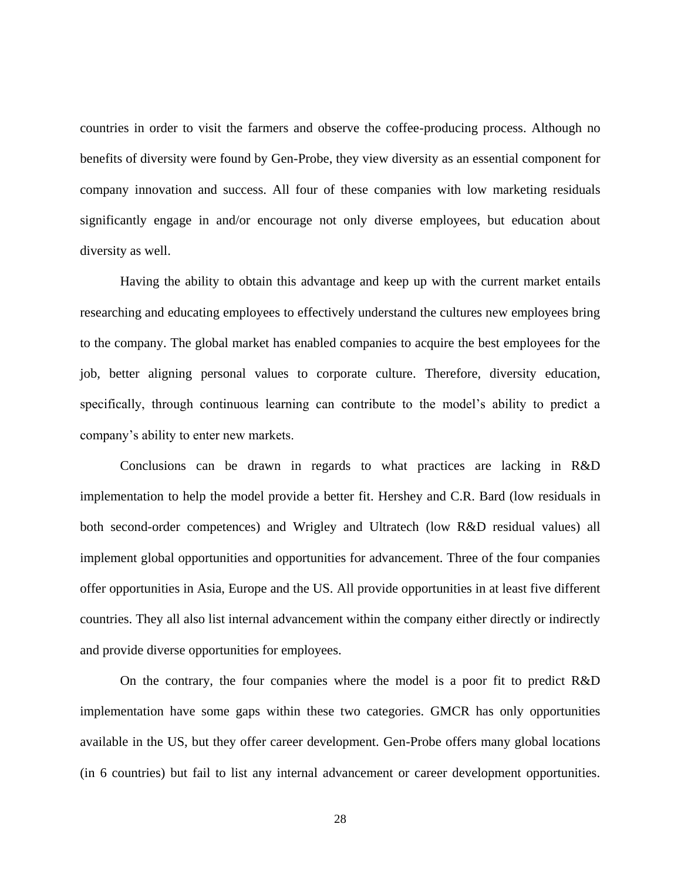countries in order to visit the farmers and observe the coffee-producing process. Although no benefits of diversity were found by Gen-Probe, they view diversity as an essential component for company innovation and success. All four of these companies with low marketing residuals significantly engage in and/or encourage not only diverse employees, but education about diversity as well.

Having the ability to obtain this advantage and keep up with the current market entails researching and educating employees to effectively understand the cultures new employees bring to the company. The global market has enabled companies to acquire the best employees for the job, better aligning personal values to corporate culture. Therefore, diversity education, specifically, through continuous learning can contribute to the model's ability to predict a company's ability to enter new markets.

Conclusions can be drawn in regards to what practices are lacking in R&D implementation to help the model provide a better fit. Hershey and C.R. Bard (low residuals in both second-order competences) and Wrigley and Ultratech (low R&D residual values) all implement global opportunities and opportunities for advancement. Three of the four companies offer opportunities in Asia, Europe and the US. All provide opportunities in at least five different countries. They all also list internal advancement within the company either directly or indirectly and provide diverse opportunities for employees.

On the contrary, the four companies where the model is a poor fit to predict R&D implementation have some gaps within these two categories. GMCR has only opportunities available in the US, but they offer career development. Gen-Probe offers many global locations (in 6 countries) but fail to list any internal advancement or career development opportunities.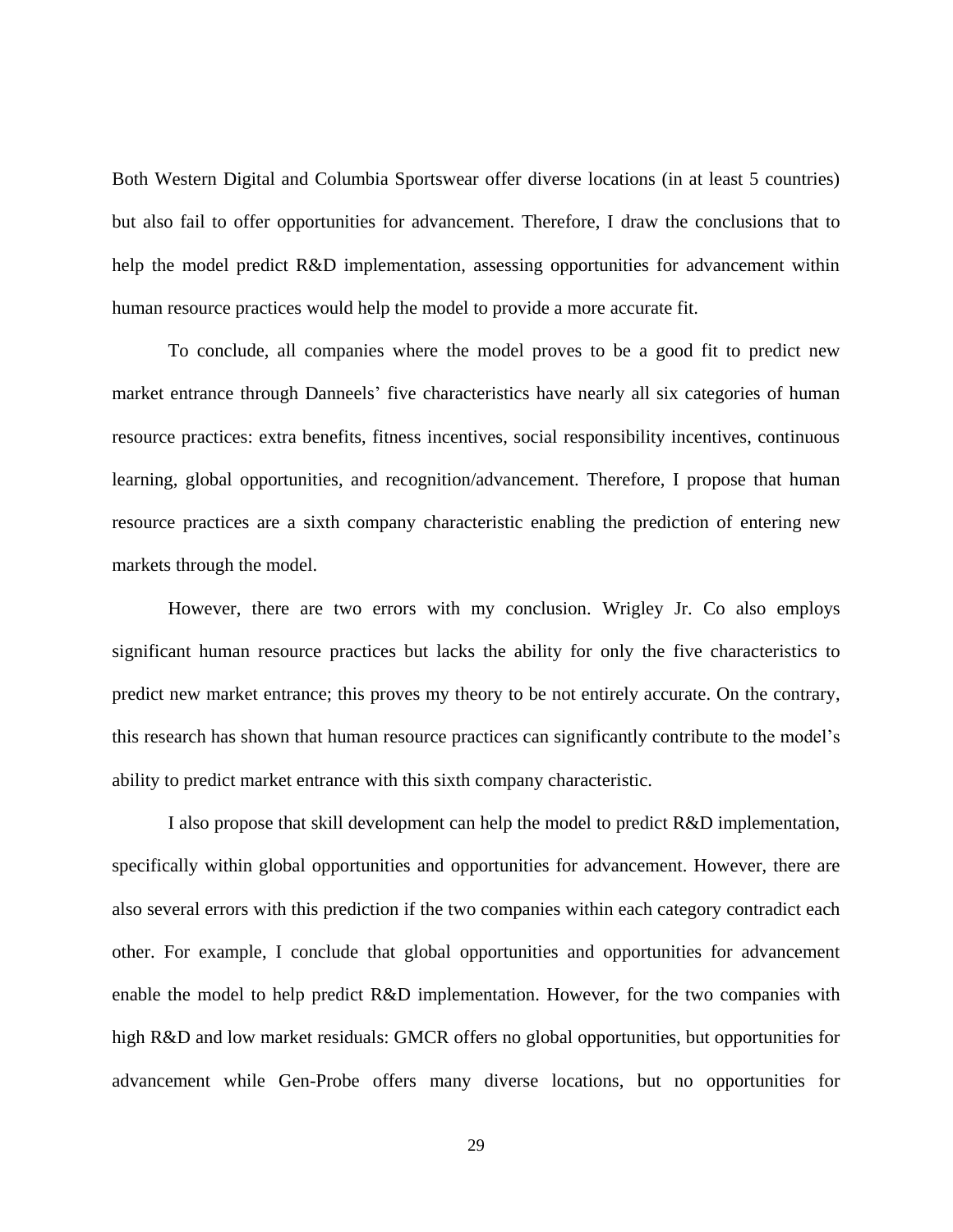Both Western Digital and Columbia Sportswear offer diverse locations (in at least 5 countries) but also fail to offer opportunities for advancement. Therefore, I draw the conclusions that to help the model predict R&D implementation, assessing opportunities for advancement within human resource practices would help the model to provide a more accurate fit.

To conclude, all companies where the model proves to be a good fit to predict new market entrance through Danneels' five characteristics have nearly all six categories of human resource practices: extra benefits, fitness incentives, social responsibility incentives, continuous learning, global opportunities, and recognition/advancement. Therefore, I propose that human resource practices are a sixth company characteristic enabling the prediction of entering new markets through the model.

However, there are two errors with my conclusion. Wrigley Jr. Co also employs significant human resource practices but lacks the ability for only the five characteristics to predict new market entrance; this proves my theory to be not entirely accurate. On the contrary, this research has shown that human resource practices can significantly contribute to the model's ability to predict market entrance with this sixth company characteristic.

I also propose that skill development can help the model to predict R&D implementation, specifically within global opportunities and opportunities for advancement. However, there are also several errors with this prediction if the two companies within each category contradict each other. For example, I conclude that global opportunities and opportunities for advancement enable the model to help predict R&D implementation. However, for the two companies with high R&D and low market residuals: GMCR offers no global opportunities, but opportunities for advancement while Gen-Probe offers many diverse locations, but no opportunities for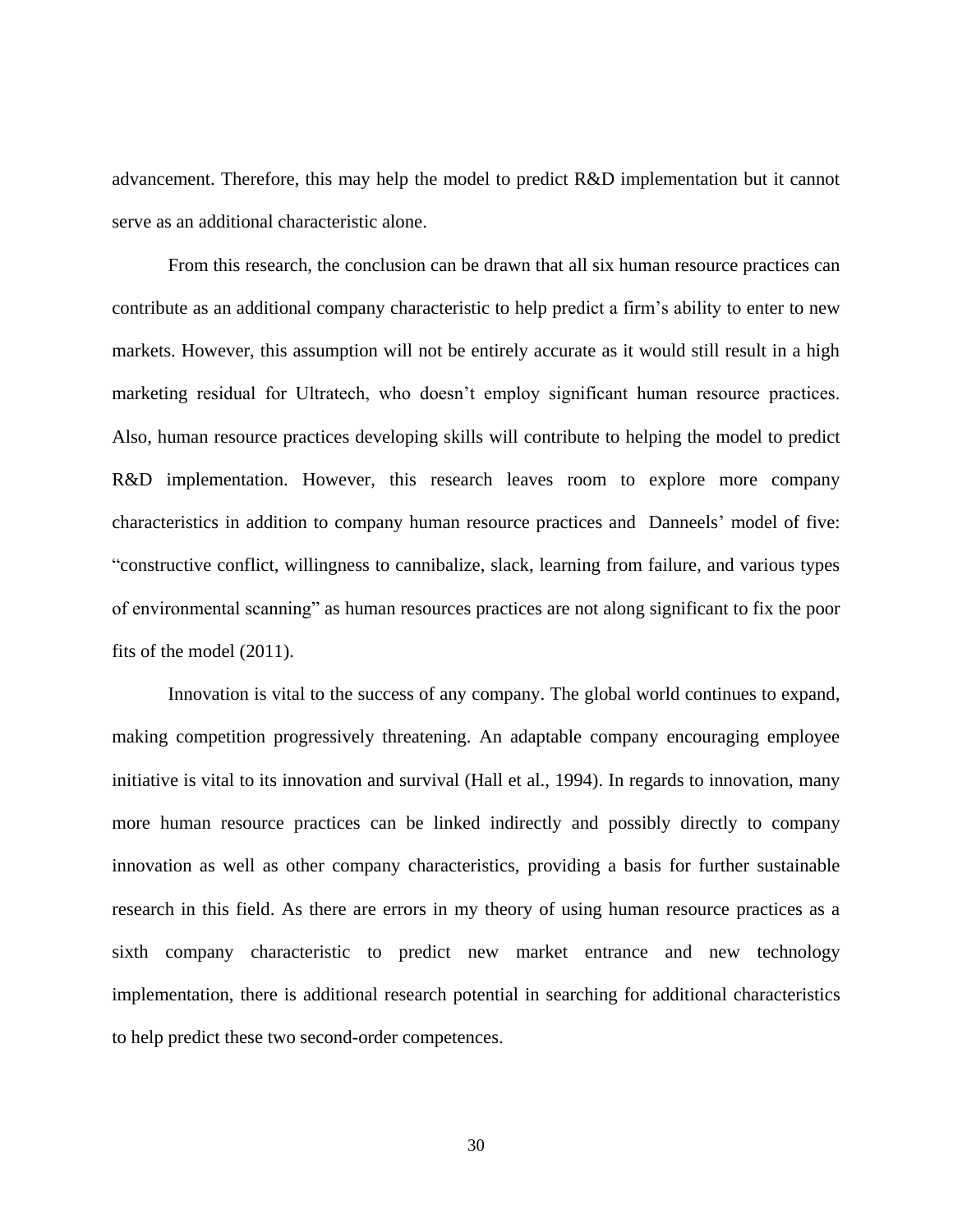advancement. Therefore, this may help the model to predict R&D implementation but it cannot serve as an additional characteristic alone.

From this research, the conclusion can be drawn that all six human resource practices can contribute as an additional company characteristic to help predict a firm's ability to enter to new markets. However, this assumption will not be entirely accurate as it would still result in a high marketing residual for Ultratech, who doesn't employ significant human resource practices. Also, human resource practices developing skills will contribute to helping the model to predict R&D implementation. However, this research leaves room to explore more company characteristics in addition to company human resource practices and Danneels' model of five: "constructive conflict, willingness to cannibalize, slack, learning from failure, and various types of environmental scanning" as human resources practices are not along significant to fix the poor fits of the model (2011).

Innovation is vital to the success of any company. The global world continues to expand, making competition progressively threatening. An adaptable company encouraging employee initiative is vital to its innovation and survival (Hall et al., 1994). In regards to innovation, many more human resource practices can be linked indirectly and possibly directly to company innovation as well as other company characteristics, providing a basis for further sustainable research in this field. As there are errors in my theory of using human resource practices as a sixth company characteristic to predict new market entrance and new technology implementation, there is additional research potential in searching for additional characteristics to help predict these two second-order competences.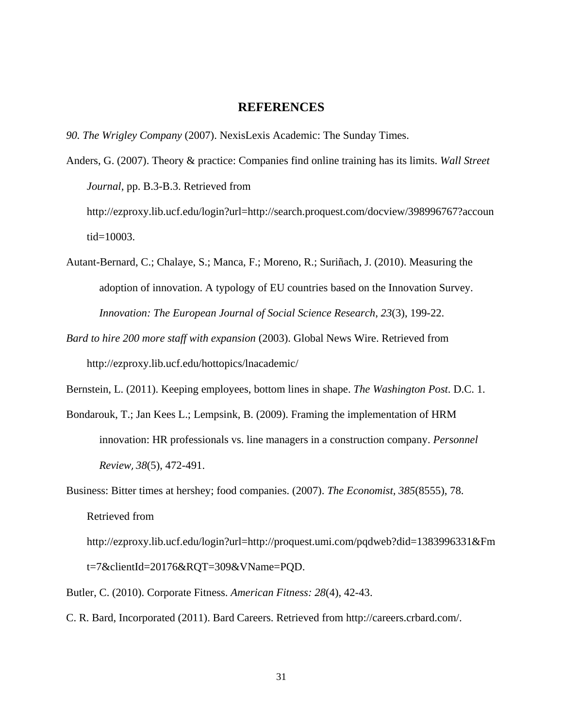# REFERENCES

*90. The Wrigley Company* (2007). NexisLexis Academic: The Sunday Times.

Anders, G. (2007). Theory & practice: Companies find online training has its limits. *Wall Street Journal*, pp. B.3-B.3. Retrieved from http://ezproxy.lib.ucf.edu/login?url=http://search.proquest.com/docview/398996767?accountid=10003.

Autant-Bernard, C.; Chalaye, S.; Manca, F.; Moreno, R.; Suriñach, J. (2010). Measuring the adoption of innovation. A typology of EU countries based on the Innovation Survey. *Innovation: The European Journal of Social Science Research*, *23*(3), 199-22.

*Bard to hire 200 more staff with expansion* (2003). Global News Wire. Retrieved from http://ezproxy.lib.ucf.edu/hottopics/lnacademic/

Bernstein, L. (2011). Keeping employees, bottom lines in shape. *The Washington Post*. D.C. 1.

Bondarouk, T.; Jan Kees L.; Lempsink, B. (2009). Framing the implementation of HRM innovation: HR professionals vs. line managers in a construction company. *Personnel Review, 38*(5), 472-491.

Business: Bitter times at hershey; food companies. (2007). *The Economist, 385*(8555), 78. Retrieved from http://ezproxy.lib.ucf.edu/login?url=http://proquest.umi.com/pqdweb?did=1383996331&Fmt=7&clientId=20176&RQT=309&VName=PQD.

Butler, C. (2010). Corporate Fitness. *American Fitness: 28*(4), 42-43.

C. R. Bard, Incorporated (2011). Bard Careers. Retrieved from http://careers.crbard.com/.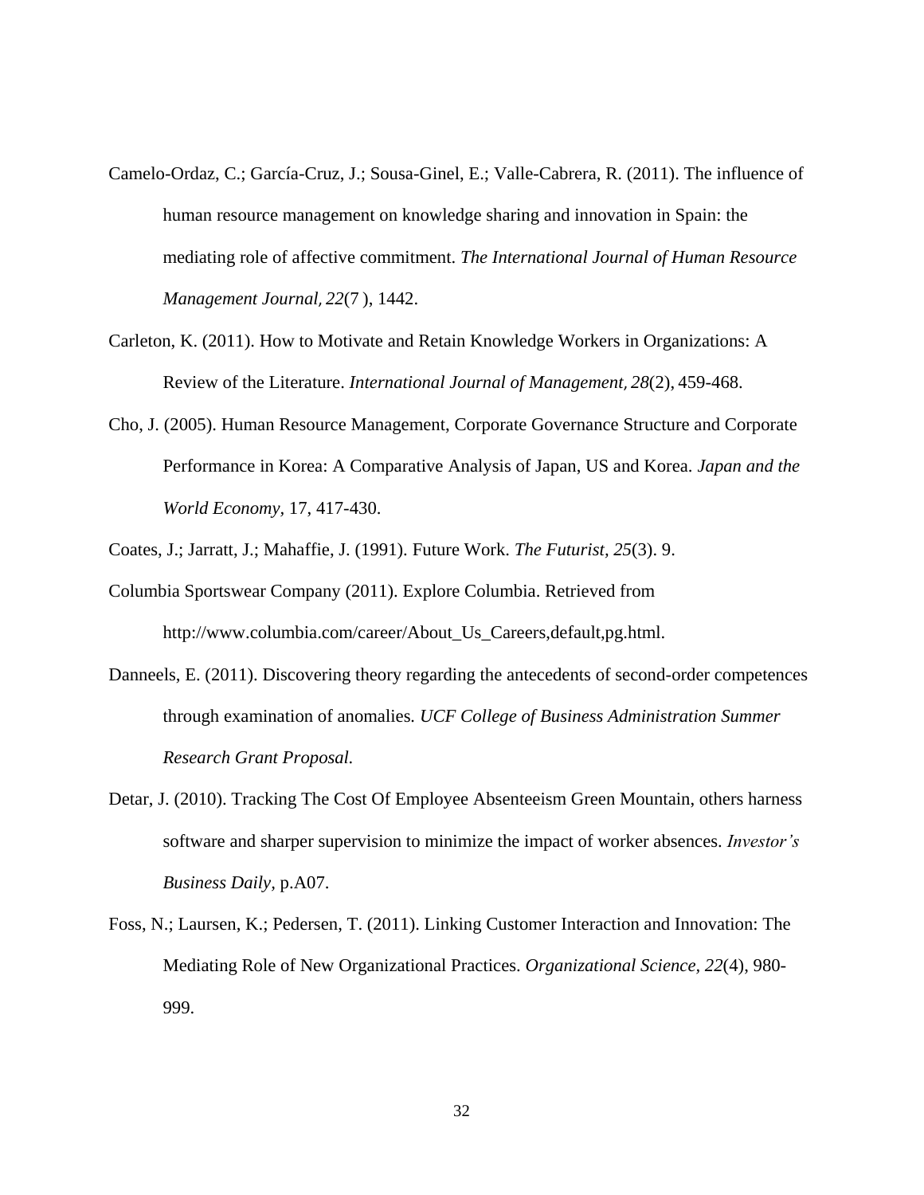Camelo-Ordaz, C.; García-Cruz, J.; Sousa-Ginel, E.; Valle-Cabrera, R. (2011). The influence of human resource management on knowledge sharing and innovation in Spain: the mediating role of affective commitment. *The International Journal of Human Resource Management Journal, 22*(7 ), 1442.

Carleton, K. (2011). How to Motivate and Retain Knowledge Workers in Organizations: A Review of the Literature. *International Journal of Management, 28*(2), 459-468.

Cho, J. (2005). Human Resource Management, Corporate Governance Structure and Corporate Performance in Korea: A Comparative Analysis of Japan, US and Korea. *Japan and the World Economy,* 17, 417-430.

Coates, J.; Jarratt, J.; Mahaffie, J. (1991). Future Work. *The Futurist, 25*(3). 9.

Columbia Sportswear Company (2011). Explore Columbia. Retrieved from http://www.columbia.com/career/About_Us_Careers,default,pg.html.

Danneels, E. (2011). Discovering theory regarding the antecedents of second-order competences through examination of anomalies. *UCF College of Business Administration Summer Research Grant Proposal.*

Detar, J. (2010). Tracking The Cost Of Employee Absenteeism Green Mountain, others harness software and sharper supervision to minimize the impact of worker absences. *Investor's Business Daily,* p.A07.

Foss, N.; Laursen, K.; Pedersen, T. (2011). Linking Customer Interaction and Innovation: The Mediating Role of New Organizational Practices. *Organizational Science, 22*(4), 980-999.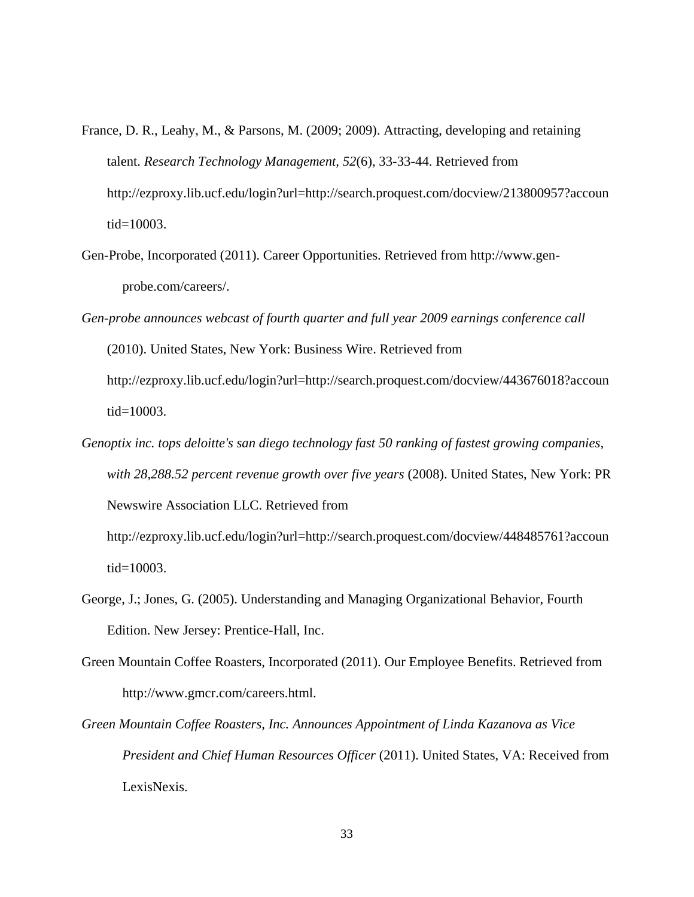France, D. R., Leahy, M., & Parsons, M. (2009; 2009). Attracting, developing and retaining talent. *Research Technology Management, 52*(6), 33-33-44. Retrieved from http://ezproxy.lib.ucf.edu/login?url=http://search.proquest.com/docview/213800957?accountid=10003.

Gen-Probe, Incorporated (2011). Career Opportunities. Retrieved from http://www.gen-probe.com/careers/.

*Gen-probe announces webcast of fourth quarter and full year 2009 earnings conference call* (2010). United States, New York: Business Wire. Retrieved from http://ezproxy.lib.ucf.edu/login?url=http://search.proquest.com/docview/443676018?accountid=10003.

*Genoptix inc. tops deloitte's san diego technology fast 50 ranking of fastest growing companies, with 28,288.52 percent revenue growth over five years* (2008). United States, New York: PR Newswire Association LLC. Retrieved from http://ezproxy.lib.ucf.edu/login?url=http://search.proquest.com/docview/448485761?accountid=10003.

George, J.; Jones, G. (2005). Understanding and Managing Organizational Behavior, Fourth Edition. New Jersey: Prentice-Hall, Inc.

Green Mountain Coffee Roasters, Incorporated (2011). Our Employee Benefits. Retrieved from http://www.gmcr.com/careers.html.

*Green Mountain Coffee Roasters, Inc. Announces Appointment of Linda Kazanova as Vice President and Chief Human Resources Officer* (2011). United States, VA: Received from LexisNexis.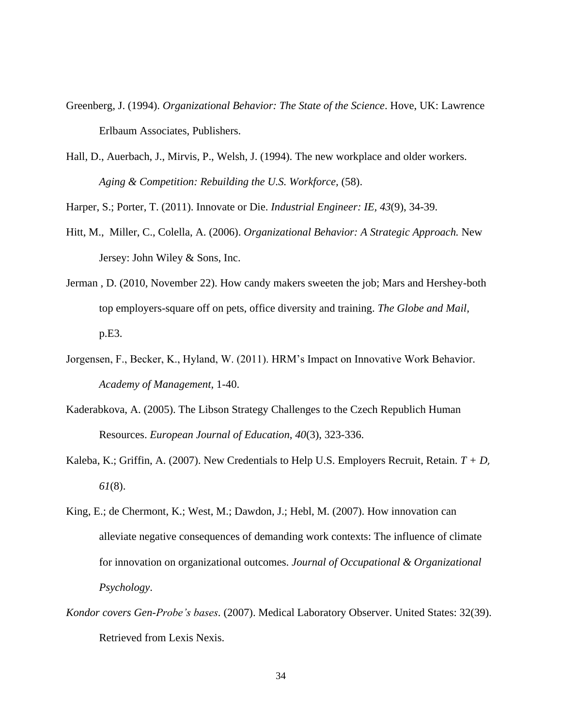Greenberg, J. (1994). *Organizational Behavior: The State of the Science*. Hove, UK: Lawrence Erlbaum Associates, Publishers.

Hall, D., Auerbach, J., Mirvis, P., Welsh, J. (1994). The new workplace and older workers. *Aging & Competition: Rebuilding the U.S. Workforce,* (58).

Harper, S.; Porter, T. (2011). Innovate or Die. *Industrial Engineer: IE, 43*(9), 34-39.

Hitt, M., Miller, C., Colella, A. (2006). *Organizational Behavior: A Strategic Approach.* New Jersey: John Wiley & Sons, Inc.

Jerman , D. (2010, November 22). How candy makers sweeten the job; Mars and Hershey-both top employers-square off on pets, office diversity and training. *The Globe and Mail*, p.E3.

Jorgensen, F., Becker, K., Hyland, W. (2011). HRM's Impact on Innovative Work Behavior. *Academy of Management*, 1-40.

Kaderabkova, A. (2005). The Libson Strategy Challenges to the Czech Republich Human Resources. *European Journal of Education*, *40*(3), 323-336.

Kaleba, K.; Griffin, A. (2007). New Credentials to Help U.S. Employers Recruit, Retain. *T + D, 61*(8).

King, E.; de Chermont, K.; West, M.; Dawdon, J.; Hebl, M. (2007). How innovation can alleviate negative consequences of demanding work contexts: The influence of climate for innovation on organizational outcomes. *Journal of Occupational & Organizational Psychology*.

*Kondor covers Gen-Probe's bases*. (2007). Medical Laboratory Observer. United States: 32(39). Retrieved from Lexis Nexis.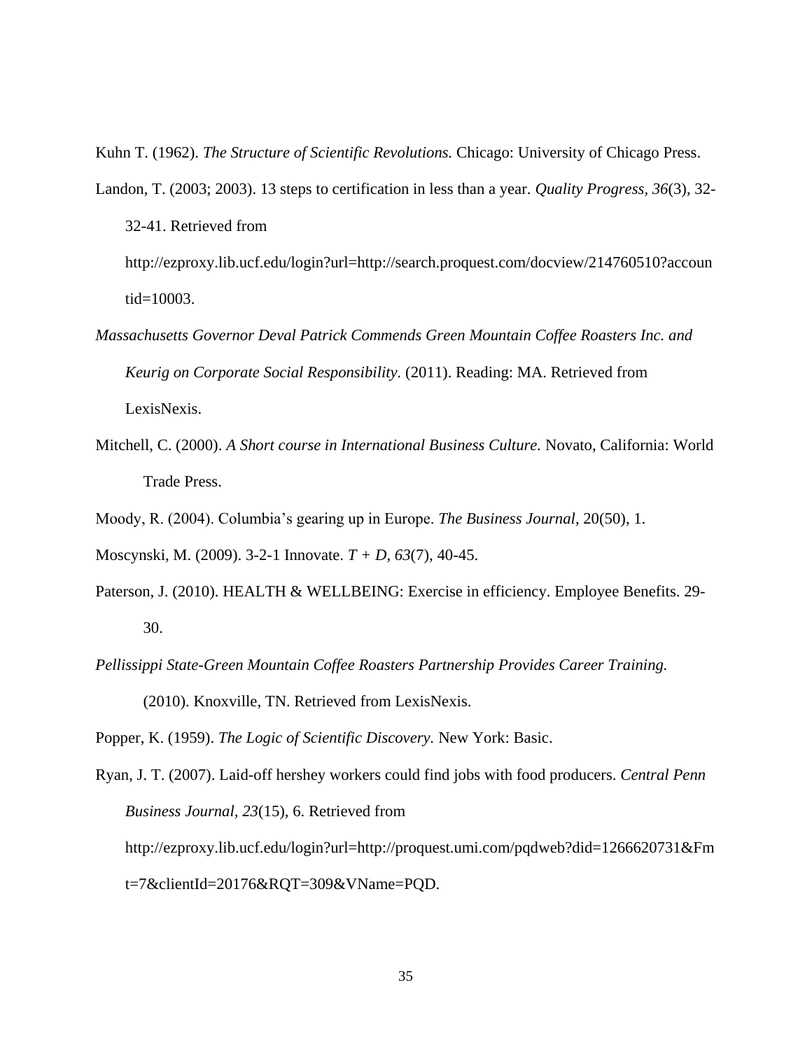Kuhn T. (1962). *The Structure of Scientific Revolutions.* Chicago: University of Chicago Press.

Landon, T. (2003; 2003). 13 steps to certification in less than a year. *Quality Progress, 36*(3), 32-32-41. Retrieved from http://ezproxy.lib.ucf.edu/login?url=http://search.proquest.com/docview/214760510?accountid=10003.

*Massachusetts Governor Deval Patrick Commends Green Mountain Coffee Roasters Inc. and Keurig on Corporate Social Responsibility.* (2011). Reading: MA. Retrieved from LexisNexis.

Mitchell, C. (2000). *A Short course in International Business Culture.* Novato, California: World Trade Press.

Moody, R. (2004). Columbia's gearing up in Europe. *The Business Journal*, 20(50), 1.

Moscynski, M. (2009). 3-2-1 Innovate. *T + D, 63*(7), 40-45.

Paterson, J. (2010). HEALTH & WELLBEING: Exercise in efficiency. Employee Benefits. 29-30.

*Pellissippi State-Green Mountain Coffee Roasters Partnership Provides Career Training.* (2010). Knoxville, TN. Retrieved from LexisNexis.

Popper, K. (1959). *The Logic of Scientific Discovery.* New York: Basic.

Ryan, J. T. (2007). Laid-off hershey workers could find jobs with food producers. *Central Penn Business Journal, 23*(15), 6. Retrieved from http://ezproxy.lib.ucf.edu/login?url=http://proquest.umi.com/pqdweb?did=1266620731&Fmt=7&clientId=20176&RQT=309&VName=PQD.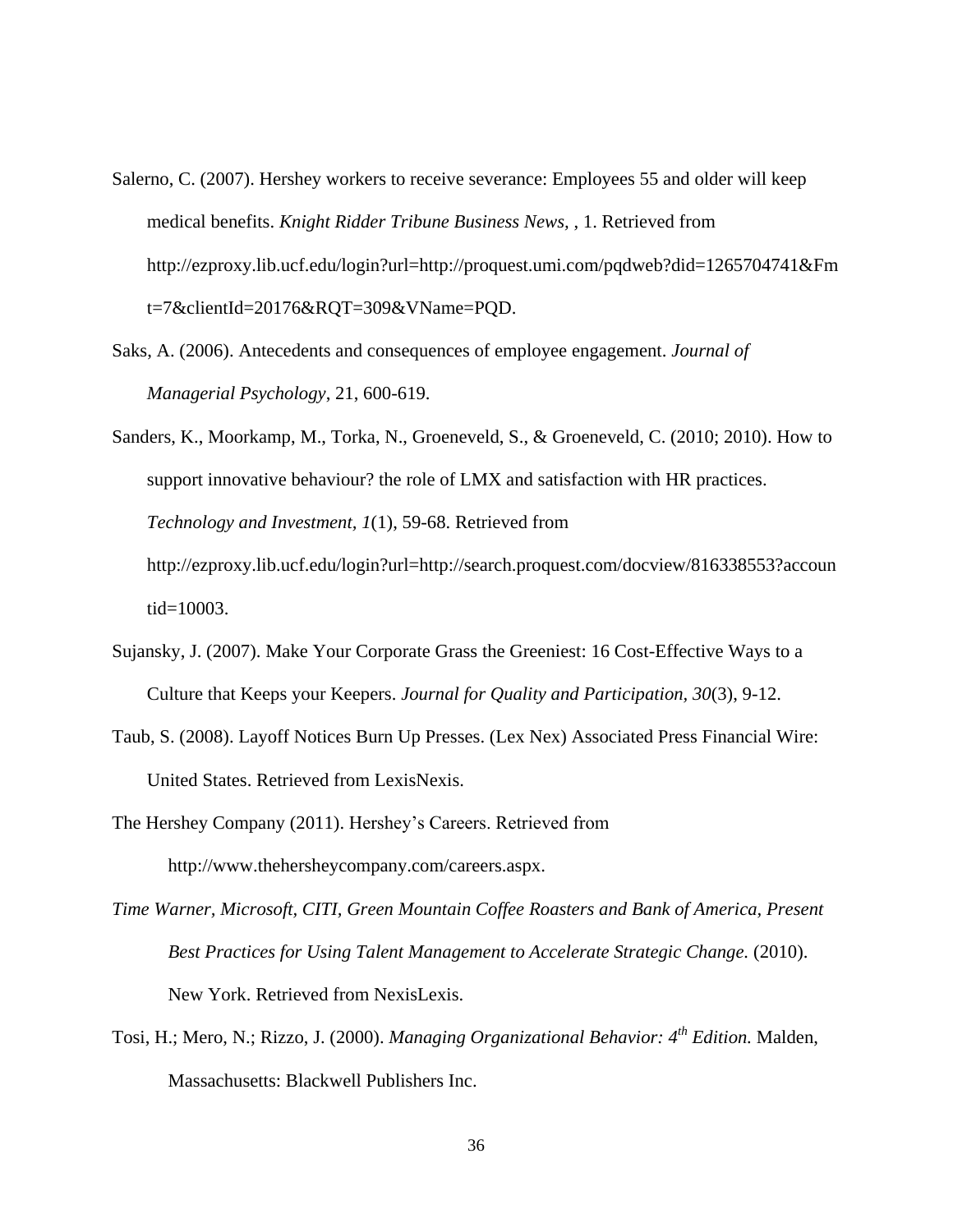Salerno, C. (2007). Hershey workers to receive severance: Employees 55 and older will keep medical benefits. *Knight Ridder Tribune Business News*, , 1. Retrieved from http://ezproxy.lib.ucf.edu/login?url=http://proquest.umi.com/pqdweb?did=1265704741&Fmt=7&clientId=20176&RQT=309&VName=PQD.

Saks, A. (2006). Antecedents and consequences of employee engagement. *Journal of Managerial Psychology*, 21, 600-619.

Sanders, K., Moorkamp, M., Torka, N., Groeneveld, S., & Groeneveld, C. (2010; 2010). How to support innovative behaviour? the role of LMX and satisfaction with HR practices. *Technology and Investment, 1*(1), 59-68. Retrieved from http://ezproxy.lib.ucf.edu/login?url=http://search.proquest.com/docview/816338553?accountid=10003.

Sujansky, J. (2007). Make Your Corporate Grass the Greeniest: 16 Cost-Effective Ways to a Culture that Keeps your Keepers. *Journal for Quality and Participation, 30*(3), 9-12.

Taub, S. (2008). Layoff Notices Burn Up Presses. (Lex Nex) Associated Press Financial Wire: United States. Retrieved from LexisNexis.

The Hershey Company (2011). Hershey's Careers. Retrieved from http://www.thehersheycompany.com/careers.aspx.

*Time Warner, Microsoft, CITI, Green Mountain Coffee Roasters and Bank of America, Present Best Practices for Using Talent Management to Accelerate Strategic Change.* (2010). New York. Retrieved from NexisLexis.

Tosi, H.; Mero, N.; Rizzo, J. (2000). *Managing Organizational Behavior: 4th Edition.* Malden, Massachusetts: Blackwell Publishers Inc.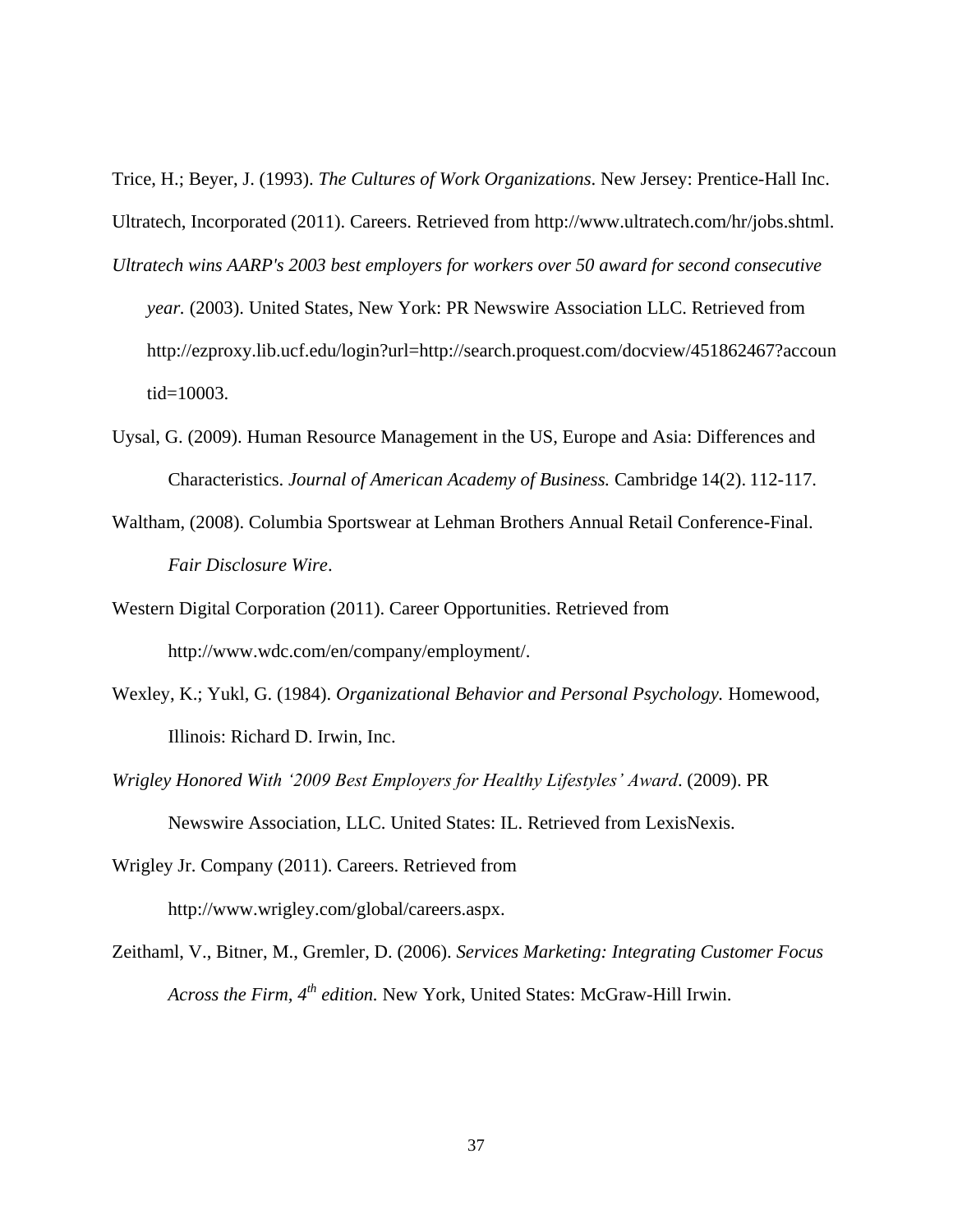Trice, H.; Beyer, J. (1993). *The Cultures of Work Organizations*. New Jersey: Prentice-Hall Inc.

Ultratech, Incorporated (2011). Careers. Retrieved from http://www.ultratech.com/hr/jobs.shtml.

*Ultratech wins AARP's 2003 best employers for workers over 50 award for second consecutive year.* (2003). United States, New York: PR Newswire Association LLC. Retrieved from http://ezproxy.lib.ucf.edu/login?url=http://search.proquest.com/docview/451862467?accountid=10003.

Uysal, G. (2009). Human Resource Management in the US, Europe and Asia: Differences and Characteristics. *Journal of American Academy of Business.* Cambridge 14(2). 112-117.

Waltham, (2008). Columbia Sportswear at Lehman Brothers Annual Retail Conference-Final. *Fair Disclosure Wire*.

Western Digital Corporation (2011). Career Opportunities. Retrieved from http://www.wdc.com/en/company/employment/.

Wexley, K.; Yukl, G. (1984). *Organizational Behavior and Personal Psychology.* Homewood, Illinois: Richard D. Irwin, Inc.

*Wrigley Honored With '2009 Best Employers for Healthy Lifestyles' Award*. (2009). PR Newswire Association, LLC. United States: IL. Retrieved from LexisNexis.

Wrigley Jr. Company (2011). Careers. Retrieved from http://www.wrigley.com/global/careers.aspx.

Zeithaml, V., Bitner, M., Gremler, D. (2006). *Services Marketing: Integrating Customer Focus Across the Firm, 4th edition.* New York, United States: McGraw-Hill Irwin.